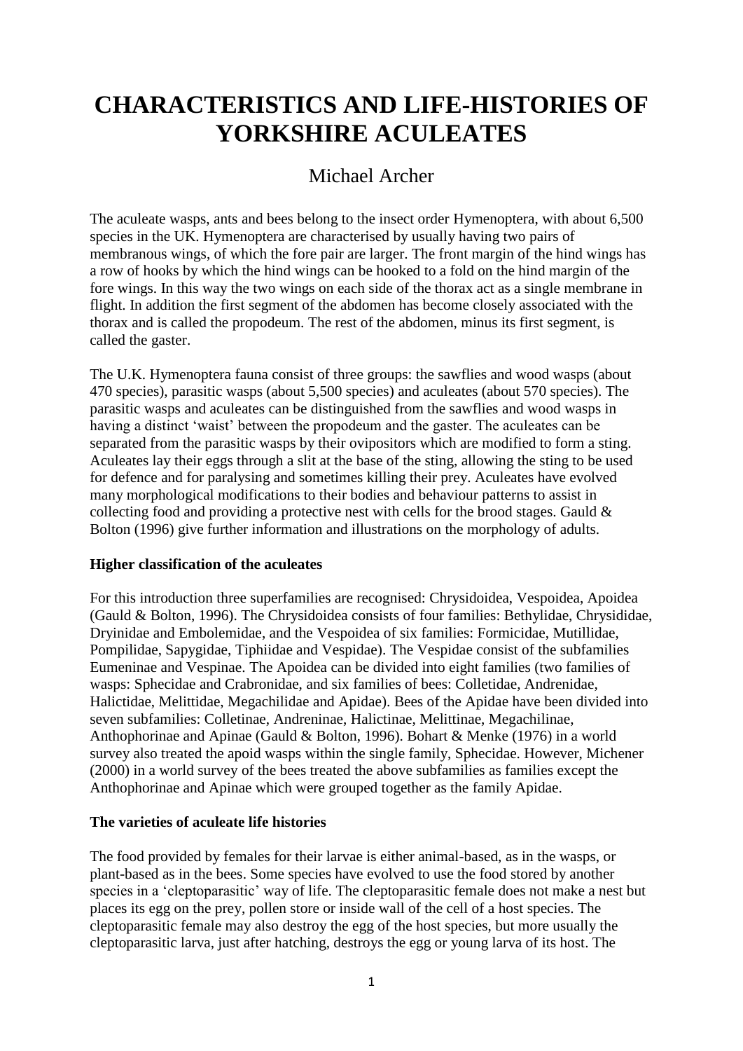# CHARACTERISTICS AND LIFE-HISTORIES OF YORKSHIRE ACULEATES

Michael Archer

The aculeate wasps, ants and bees belong to the insect order Hymenoptera, with about 6,500 species in the UK. Hymenoptera are characterised by usually having two pairs of membranous wings, of which the fore pair are larger. The front margin of the hind wings has a row of hooks by which the hind wings can be hooked to a fold on the hind margin of the fore wings. In this way the two wings on each side of the thorax act as a single membrane in flight. In addition the first segment of the abdomen has become closely associated with the thorax and is called the propodeum. The rest of the abdomen, minus its first segment, is called the gaster.

The U.K. Hymenoptera fauna consist of three groups: the sawflies and wood wasps (about 470 species), parasitic wasps (about 5,500 species) and aculeates (about 570 species). The parasitic wasps and aculeates can be distinguished from the sawflies and wood wasps in having a distinct 'waist' between the propodeum and the gaster. The aculeates can be separated from the parasitic wasps by their ovipositors which are modified to form a sting. Aculeates lay their eggs through a slit at the base of the sting, allowing the sting to be used for defence and for paralysing and sometimes killing their prey. Aculeates have evolved many morphological modifications to their bodies and behaviour patterns to assist in collecting food and providing a protective nest with cells for the brood stages. Gauld & Bolton (1996) give further information and illustrations on the morphology of adults.

**Higher classification of the aculeates**

For this introduction three superfamilies are recognised: Chrysidoidea, Vespoidea, Apoidea (Gauld & Bolton, 1996). The Chrysidoidea consists of four families: Bethylidae, Chrysididae, Dryinidae and Embolemidae, and the Vespoidea of six families: Formicidae, Mutillidae, Pompilidae, Sapygidae, Tiphiidae and Vespidae). The Vespidae consist of the subfamilies Eumeninae and Vespinae. The Apoidea can be divided into eight families (two families of wasps: Sphecidae and Crabronidae, and six families of bees: Colletidae, Andrenidae, Halictidae, Melittidae, Megachilidae and Apidae). Bees of the Apidae have been divided into seven subfamilies: Colletinae, Andreninae, Halictinae, Melittinae, Megachilinae, Anthophorinae and Apinae (Gauld & Bolton, 1996). Bohart & Menke (1976) in a world survey also treated the apoid wasps within the single family, Sphecidae. However, Michener (2000) in a world survey of the bees treated the above subfamilies as families except the Anthophorinae and Apinae which were grouped together as the family Apidae.

**The varieties of aculeate life histories**

The food provided by females for their larvae is either animal-based, as in the wasps, or plant-based as in the bees. Some species have evolved to use the food stored by another species in a 'cleptoparasitic' way of life. The cleptoparasitic female does not make a nest but places its egg on the prey, pollen store or inside wall of the cell of a host species. The cleptoparasitic female may also destroy the egg of the host species, but more usually the cleptoparasitic larva, just after hatching, destroys the egg or young larva of its host. The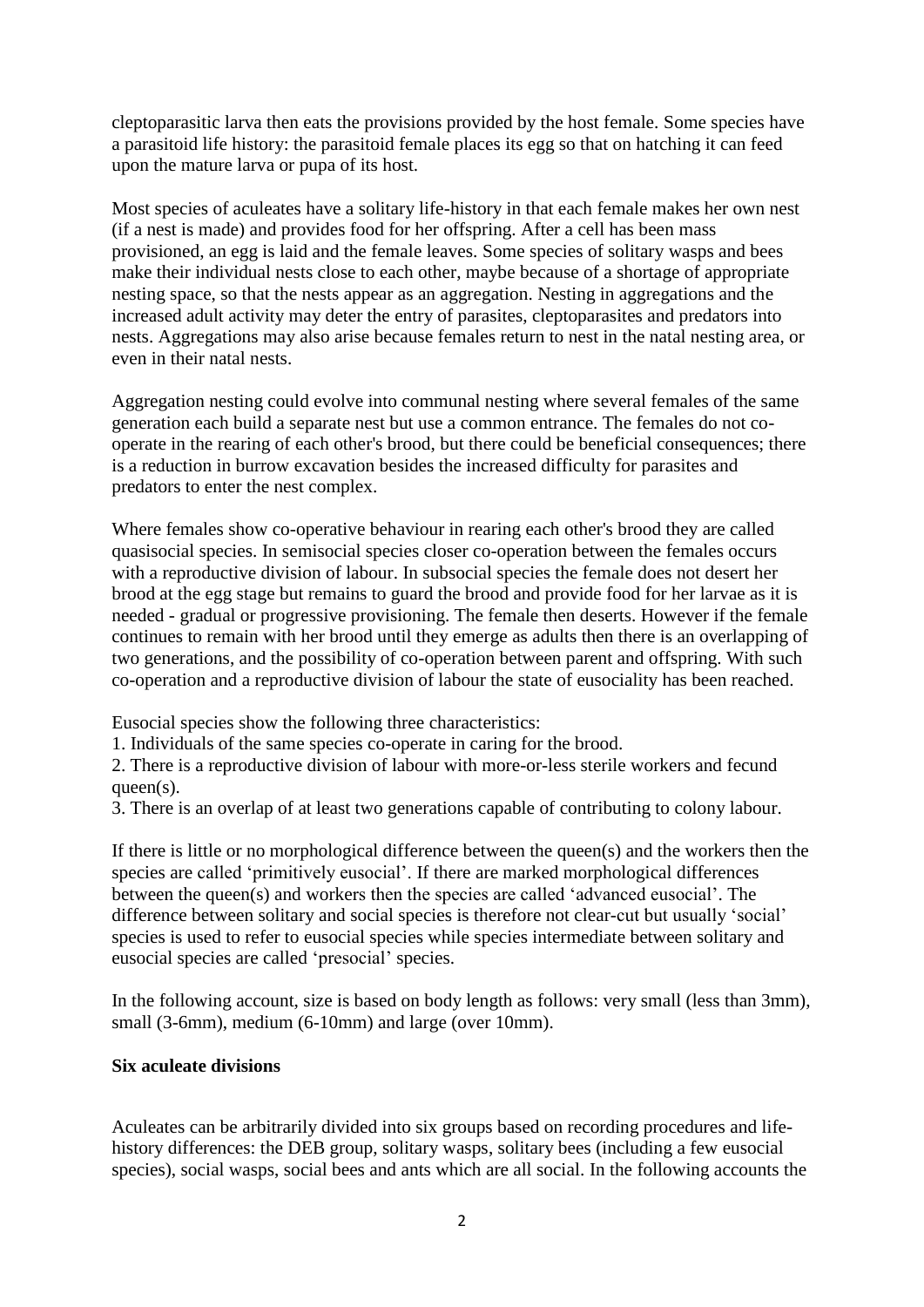cleptoparasitic larva then eats the provisions provided by the host female. Some species have a parasitoid life history: the parasitoid female places its egg so that on hatching it can feed upon the mature larva or pupa of its host.

Most species of aculeates have a solitary life-history in that each female makes her own nest (if a nest is made) and provides food for her offspring. After a cell has been mass provisioned, an egg is laid and the female leaves. Some species of solitary wasps and bees make their individual nests close to each other, maybe because of a shortage of appropriate nesting space, so that the nests appear as an aggregation. Nesting in aggregations and the increased adult activity may deter the entry of parasites, cleptoparasites and predators into nests. Aggregations may also arise because females return to nest in the natal nesting area, or even in their natal nests.

Aggregation nesting could evolve into communal nesting where several females of the same generation each build a separate nest but use a common entrance. The females do not co-operate in the rearing of each other's brood, but there could be beneficial consequences; there is a reduction in burrow excavation besides the increased difficulty for parasites and predators to enter the nest complex.

Where females show co-operative behaviour in rearing each other's brood they are called quasisocial species. In semisocial species closer co-operation between the females occurs with a reproductive division of labour. In subsocial species the female does not desert her brood at the egg stage but remains to guard the brood and provide food for her larvae as it is needed - gradual or progressive provisioning. The female then deserts. However if the female continues to remain with her brood until they emerge as adults then there is an overlapping of two generations, and the possibility of co-operation between parent and offspring. With such co-operation and a reproductive division of labour the state of eusociality has been reached.

Eusocial species show the following three characteristics:

1. Individuals of the same species co-operate in caring for the brood.
2. There is a reproductive division of labour with more-or-less sterile workers and fecund queen(s).
3. There is an overlap of at least two generations capable of contributing to colony labour.

If there is little or no morphological difference between the queen(s) and the workers then the species are called 'primitively eusocial'. If there are marked morphological differences between the queen(s) and workers then the species are called 'advanced eusocial'. The difference between solitary and social species is therefore not clear-cut but usually 'social' species is used to refer to eusocial species while species intermediate between solitary and eusocial species are called 'presocial' species.

In the following account, size is based on body length as follows: very small (less than 3mm), small (3-6mm), medium (6-10mm) and large (over 10mm).

**Six aculeate divisions**

Aculeates can be arbitrarily divided into six groups based on recording procedures and life-history differences: the DEB group, solitary wasps, solitary bees (including a few eusocial species), social wasps, social bees and ants which are all social. In the following accounts the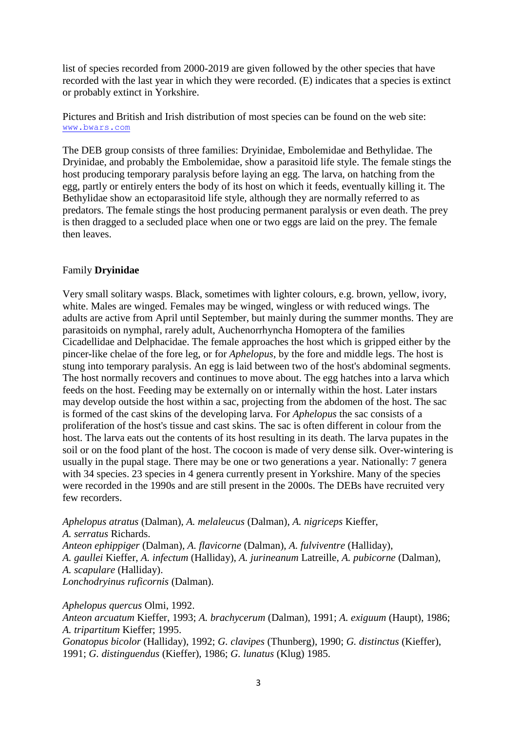list of species recorded from 2000-2019 are given followed by the other species that have recorded with the last year in which they were recorded. (E) indicates that a species is extinct or probably extinct in Yorkshire.

Pictures and British and Irish distribution of most species can be found on the web site: www.bwars.com

The DEB group consists of three families: Dryinidae, Embolemidae and Bethylidae. The Dryinidae, and probably the Embolemidae, show a parasitoid life style. The female stings the host producing temporary paralysis before laying an egg. The larva, on hatching from the egg, partly or entirely enters the body of its host on which it feeds, eventually killing it. The Bethylidae show an ectoparasitoid life style, although they are normally referred to as predators. The female stings the host producing permanent paralysis or even death. The prey is then dragged to a secluded place when one or two eggs are laid on the prey. The female then leaves.

## Family **Dryinidae**

Very small solitary wasps. Black, sometimes with lighter colours, e.g. brown, yellow, ivory, white. Males are winged. Females may be winged, wingless or with reduced wings. The adults are active from April until September, but mainly during the summer months. They are parasitoids on nymphal, rarely adult, Auchenorrhyncha Homoptera of the families Cicadellidae and Delphacidae. The female approaches the host which is gripped either by the pincer-like chelae of the fore leg, or for *Aphelopus*, by the fore and middle legs. The host is stung into temporary paralysis. An egg is laid between two of the host's abdominal segments. The host normally recovers and continues to move about. The egg hatches into a larva which feeds on the host. Feeding may be externally on or internally within the host. Later instars may develop outside the host within a sac, projecting from the abdomen of the host. The sac is formed of the cast skins of the developing larva. For *Aphelopus* the sac consists of a proliferation of the host's tissue and cast skins. The sac is often different in colour from the host. The larva eats out the contents of its host resulting in its death. The larva pupates in the soil or on the food plant of the host. The cocoon is made of very dense silk. Over-wintering is usually in the pupal stage. There may be one or two generations a year. Nationally: 7 genera with 34 species. 23 species in 4 genera currently present in Yorkshire. Many of the species were recorded in the 1990s and are still present in the 2000s. The DEBs have recruited very few recorders.

*Aphelopus atratus* (Dalman), *A. melaleucus* (Dalman), *A. nigriceps* Kieffer, *A. serratus* Richards.
*Anteon ephippiger* (Dalman), *A. flavicorne* (Dalman), *A. fulviventre* (Halliday), *A. gaullei* Kieffer, *A. infectum* (Halliday), *A. jurineanum* Latreille, *A. pubicorne* (Dalman), *A. scapulare* (Halliday).
*Lonchodryinus ruficornis* (Dalman).

*Aphelopus quercus* Olmi, 1992.
*Anteon arcuatum* Kieffer, 1993; *A. brachycerum* (Dalman), 1991; *A. exiguum* (Haupt), 1986; *A. tripartitum* Kieffer; 1995.
*Gonatopus bicolor* (Halliday), 1992; *G. clavipes* (Thunberg), 1990; *G. distinctus* (Kieffer), 1991; *G. distinguendus* (Kieffer), 1986; *G. lunatus* (Klug) 1985.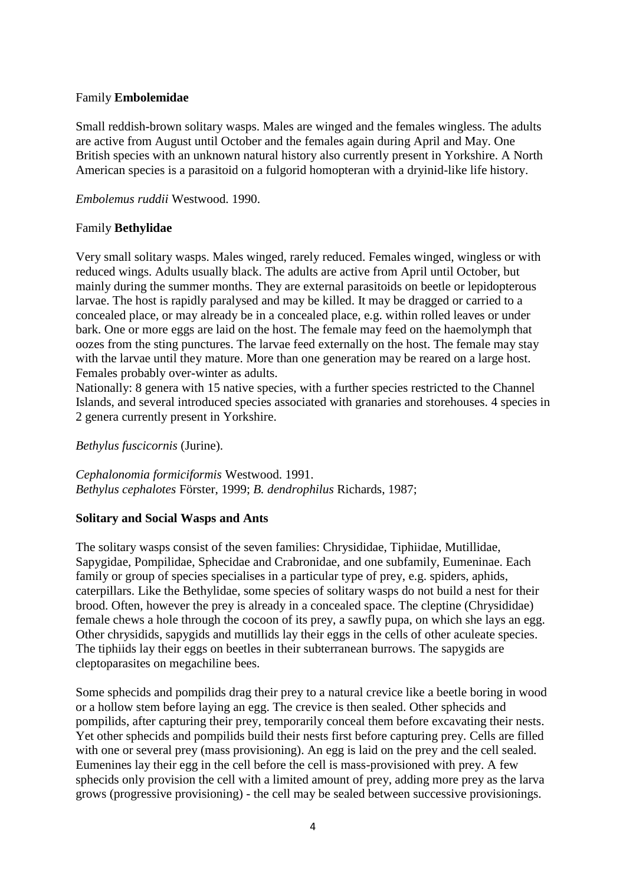Family **Embolemidae**

Small reddish-brown solitary wasps. Males are winged and the females wingless. The adults are active from August until October and the females again during April and May. One British species with an unknown natural history also currently present in Yorkshire. A North American species is a parasitoid on a fulgorid homopteran with a dryinid-like life history.

*Embolemus ruddii* Westwood. 1990.

Family **Bethylidae**

Very small solitary wasps. Males winged, rarely reduced. Females winged, wingless or with reduced wings. Adults usually black. The adults are active from April until October, but mainly during the summer months. They are external parasitoids on beetle or lepidopterous larvae. The host is rapidly paralysed and may be killed. It may be dragged or carried to a concealed place, or may already be in a concealed place, e.g. within rolled leaves or under bark. One or more eggs are laid on the host. The female may feed on the haemolymph that oozes from the sting punctures. The larvae feed externally on the host. The female may stay with the larvae until they mature. More than one generation may be reared on a large host. Females probably over-winter as adults.

Nationally: 8 genera with 15 native species, with a further species restricted to the Channel Islands, and several introduced species associated with granaries and storehouses. 4 species in 2 genera currently present in Yorkshire.

*Bethylus fuscicornis* (Jurine).

*Cephalonomia formiciformis* Westwood. 1991.
*Bethylus cephalotes* Förster, 1999; *B. dendrophilus* Richards, 1987;

**Solitary and Social Wasps and Ants**

The solitary wasps consist of the seven families: Chrysididae, Tiphiidae, Mutillidae, Sapygidae, Pompilidae, Sphecidae and Crabronidae, and one subfamily, Eumeninae. Each family or group of species specialises in a particular type of prey, e.g. spiders, aphids, caterpillars. Like the Bethylidae, some species of solitary wasps do not build a nest for their brood. Often, however the prey is already in a concealed space. The cleptine (Chrysididae) female chews a hole through the cocoon of its prey, a sawfly pupa, on which she lays an egg. Other chrysidids, sapygids and mutillids lay their eggs in the cells of other aculeate species. The tiphiids lay their eggs on beetles in their subterranean burrows. The sapygids are cleptoparasites on megachiline bees.

Some sphecids and pompilids drag their prey to a natural crevice like a beetle boring in wood or a hollow stem before laying an egg. The crevice is then sealed. Other sphecids and pompilids, after capturing their prey, temporarily conceal them before excavating their nests. Yet other sphecids and pompilids build their nests first before capturing prey. Cells are filled with one or several prey (mass provisioning). An egg is laid on the prey and the cell sealed. Eumenines lay their egg in the cell before the cell is mass-provisioned with prey. A few sphecids only provision the cell with a limited amount of prey, adding more prey as the larva grows (progressive provisioning) - the cell may be sealed between successive provisionings.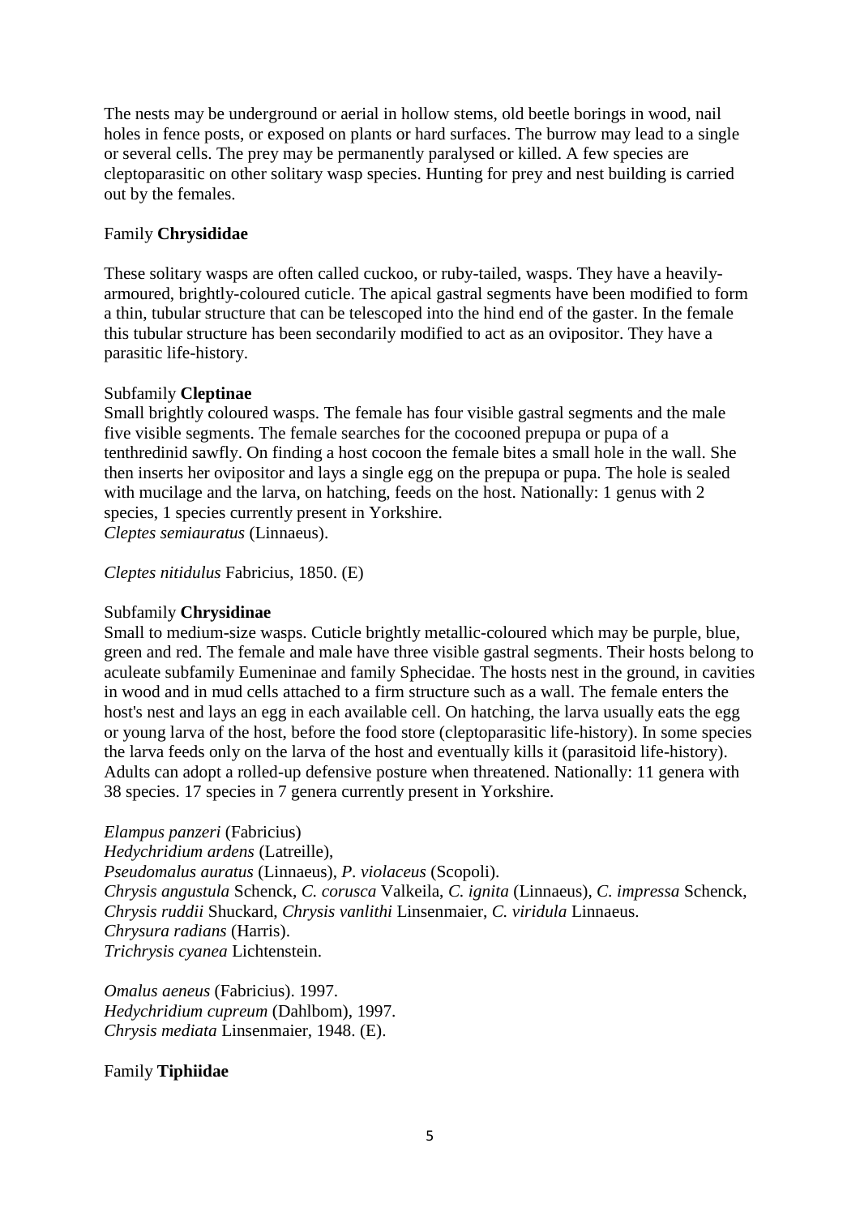The nests may be underground or aerial in hollow stems, old beetle borings in wood, nail holes in fence posts, or exposed on plants or hard surfaces. The burrow may lead to a single or several cells. The prey may be permanently paralysed or killed. A few species are cleptoparasitic on other solitary wasp species. Hunting for prey and nest building is carried out by the females.

## Family **Chrysididae**

These solitary wasps are often called cuckoo, or ruby-tailed, wasps. They have a heavily-armoured, brightly-coloured cuticle. The apical gastral segments have been modified to form a thin, tubular structure that can be telescoped into the hind end of the gaster. In the female this tubular structure has been secondarily modified to act as an ovipositor. They have a parasitic life-history.

### Subfamily **Cleptinae**

Small brightly coloured wasps. The female has four visible gastral segments and the male five visible segments. The female searches for the cocooned prepupa or pupa of a tenthredinid sawfly. On finding a host cocoon the female bites a small hole in the wall. She then inserts her ovipositor and lays a single egg on the prepupa or pupa. The hole is sealed with mucilage and the larva, on hatching, feeds on the host. Nationally: 1 genus with 2 species, 1 species currently present in Yorkshire.
*Cleptes semiauratus* (Linnaeus).

*Cleptes nitidulus* Fabricius, 1850. (E)

### Subfamily **Chrysidinae**

Small to medium-size wasps. Cuticle brightly metallic-coloured which may be purple, blue, green and red. The female and male have three visible gastral segments. Their hosts belong to aculeate subfamily Eumeninae and family Sphecidae. The hosts nest in the ground, in cavities in wood and in mud cells attached to a firm structure such as a wall. The female enters the host's nest and lays an egg in each available cell. On hatching, the larva usually eats the egg or young larva of the host, before the food store (cleptoparasitic life-history). In some species the larva feeds only on the larva of the host and eventually kills it (parasitoid life-history). Adults can adopt a rolled-up defensive posture when threatened. Nationally: 11 genera with 38 species. 17 species in 7 genera currently present in Yorkshire.

*Elampus panzeri* (Fabricius)
*Hedychridium ardens* (Latreille),
*Pseudomalus auratus* (Linnaeus), *P. violaceus* (Scopoli).
*Chrysis angustula* Schenck, *C. coruscа* Valkeila, *C. ignita* (Linnaeus), *C. impressa* Schenck, *Chrysis ruddii* Shuckard, *Chrysis vanlithi* Linsenmaier, *C. viridula* Linnaeus.
*Chrysura radians* (Harris).
*Trichrysis cyanea* Lichtenstein.

*Omalus aeneus* (Fabricius). 1997.
*Hedychridium cupreum* (Dahlbom), 1997.
*Chrysis mediata* Linsenmaier, 1948. (E).

## Family **Tiphiidae**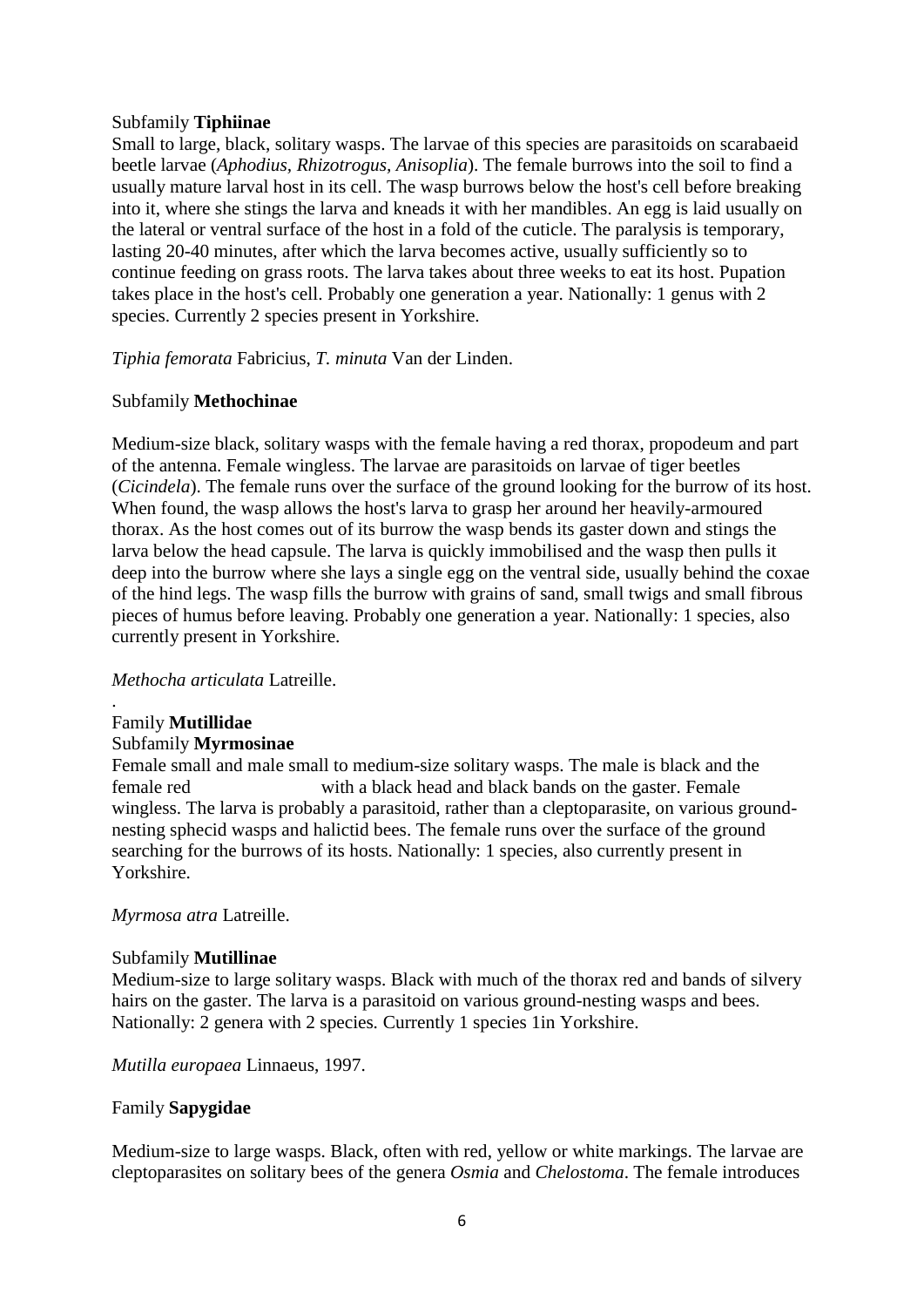Subfamily **Tiphiinae**

Small to large, black, solitary wasps. The larvae of this species are parasitoids on scarabaeid beetle larvae (*Aphodius, Rhizotrogus, Anisoplia*). The female burrows into the soil to find a usually mature larval host in its cell. The wasp burrows below the host's cell before breaking into it, where she stings the larva and kneads it with her mandibles. An egg is laid usually on the lateral or ventral surface of the host in a fold of the cuticle. The paralysis is temporary, lasting 20-40 minutes, after which the larva becomes active, usually sufficiently so to continue feeding on grass roots. The larva takes about three weeks to eat its host. Pupation takes place in the host's cell. Probably one generation a year. Nationally: 1 genus with 2 species. Currently 2 species present in Yorkshire.

*Tiphia femorata* Fabricius, *T. minuta* Van der Linden.

Subfamily **Methochinae**

Medium-size black, solitary wasps with the female having a red thorax, propodeum and part of the antenna. Female wingless. The larvae are parasitoids on larvae of tiger beetles (*Cicindela*). The female runs over the surface of the ground looking for the burrow of its host. When found, the wasp allows the host's larva to grasp her around her heavily-armoured thorax. As the host comes out of its burrow the wasp bends its gaster down and stings the larva below the head capsule. The larva is quickly immobilised and the wasp then pulls it deep into the burrow where she lays a single egg on the ventral side, usually behind the coxae of the hind legs. The wasp fills the burrow with grains of sand, small twigs and small fibrous pieces of humus before leaving. Probably one generation a year. Nationally: 1 species, also currently present in Yorkshire.

*Methocha articulata* Latreille.

.

Family **Mutillidae**

Subfamily **Myrmosinae**

Female small and male small to medium-size solitary wasps. The male is black and the female red with a black head and black bands on the gaster. Female wingless. The larva is probably a parasitoid, rather than a cleptoparasite, on various ground-nesting sphecid wasps and halictid bees. The female runs over the surface of the ground searching for the burrows of its hosts. Nationally: 1 species, also currently present in Yorkshire.

*Myrmosa atra* Latreille.

Subfamily **Mutillinae**

Medium-size to large solitary wasps. Black with much of the thorax red and bands of silvery hairs on the gaster. The larva is a parasitoid on various ground-nesting wasps and bees. Nationally: 2 genera with 2 species. Currently 1 species 1in Yorkshire.

*Mutilla europaea* Linnaeus, 1997.

Family **Sapygidae**

Medium-size to large wasps. Black, often with red, yellow or white markings. The larvae are cleptoparasites on solitary bees of the genera *Osmia* and *Chelostoma*. The female introduces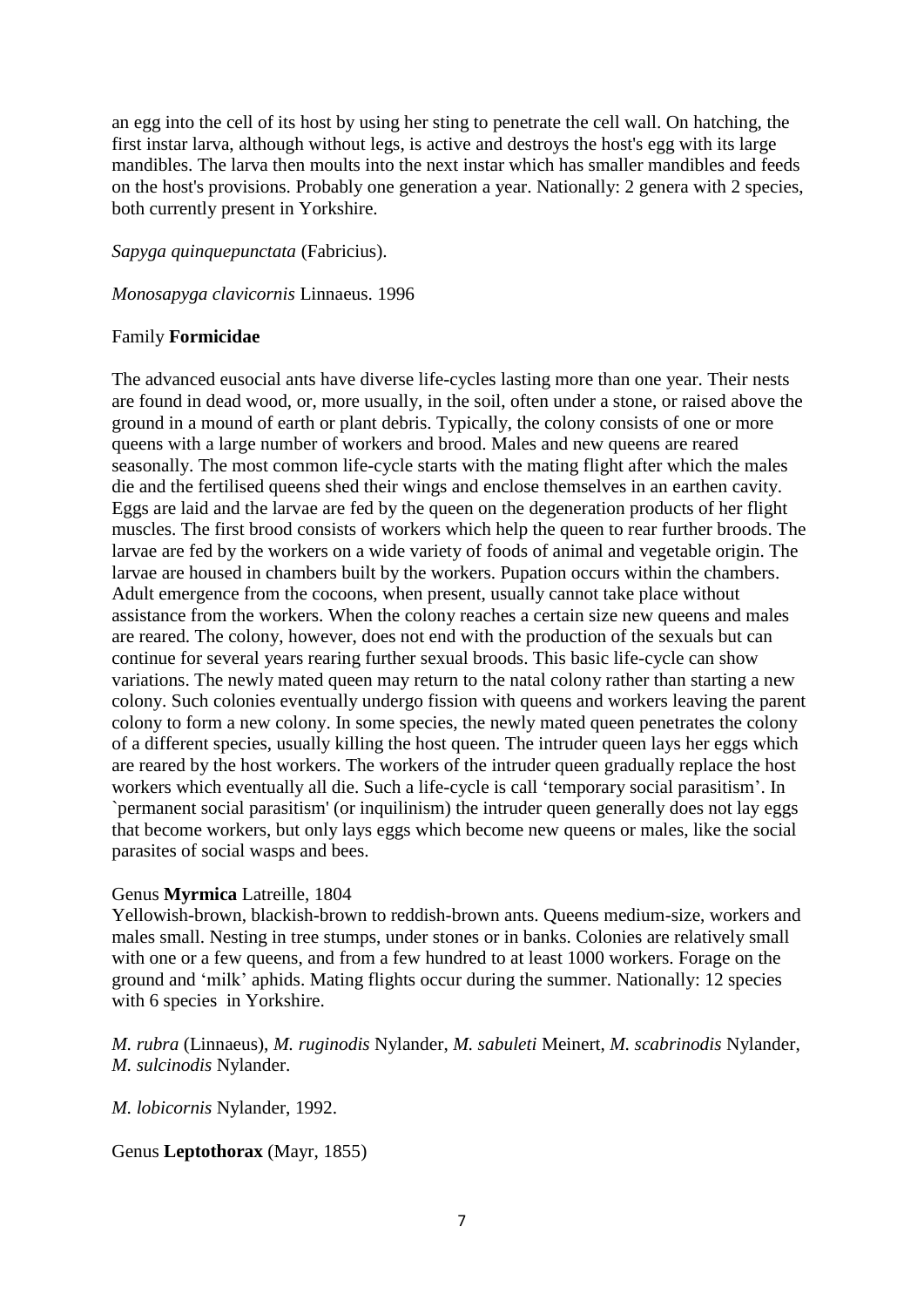an egg into the cell of its host by using her sting to penetrate the cell wall. On hatching, the first instar larva, although without legs, is active and destroys the host's egg with its large mandibles. The larva then moults into the next instar which has smaller mandibles and feeds on the host's provisions. Probably one generation a year. Nationally: 2 genera with 2 species, both currently present in Yorkshire.

*Sapyga quinquepunctata* (Fabricius).

*Monosapyga clavicornis* Linnaeus. 1996

Family **Formicidae**

The advanced eusocial ants have diverse life-cycles lasting more than one year. Their nests are found in dead wood, or, more usually, in the soil, often under a stone, or raised above the ground in a mound of earth or plant debris. Typically, the colony consists of one or more queens with a large number of workers and brood. Males and new queens are reared seasonally. The most common life-cycle starts with the mating flight after which the males die and the fertilised queens shed their wings and enclose themselves in an earthen cavity. Eggs are laid and the larvae are fed by the queen on the degeneration products of her flight muscles. The first brood consists of workers which help the queen to rear further broods. The larvae are fed by the workers on a wide variety of foods of animal and vegetable origin. The larvae are housed in chambers built by the workers. Pupation occurs within the chambers. Adult emergence from the cocoons, when present, usually cannot take place without assistance from the workers. When the colony reaches a certain size new queens and males are reared. The colony, however, does not end with the production of the sexuals but can continue for several years rearing further sexual broods. This basic life-cycle can show variations. The newly mated queen may return to the natal colony rather than starting a new colony. Such colonies eventually undergo fission with queens and workers leaving the parent colony to form a new colony. In some species, the newly mated queen penetrates the colony of a different species, usually killing the host queen. The intruder queen lays her eggs which are reared by the host workers. The workers of the intruder queen gradually replace the host workers which eventually all die. Such a life-cycle is call 'temporary social parasitism'. In `permanent social parasitism' (or inquilinism) the intruder queen generally does not lay eggs that become workers, but only lays eggs which become new queens or males, like the social parasites of social wasps and bees.

Genus **Myrmica** Latreille, 1804
Yellowish-brown, blackish-brown to reddish-brown ants. Queens medium-size, workers and males small. Nesting in tree stumps, under stones or in banks. Colonies are relatively small with one or a few queens, and from a few hundred to at least 1000 workers. Forage on the ground and 'milk' aphids. Mating flights occur during the summer. Nationally: 12 species with 6 species in Yorkshire.

*M. rubra* (Linnaeus), *M. ruginodis* Nylander, *M. sabuleti* Meinert, *M. scabrinodis* Nylander, *M. sulcinodis* Nylander.

*M. lobicornis* Nylander, 1992.

Genus **Leptothorax** (Mayr, 1855)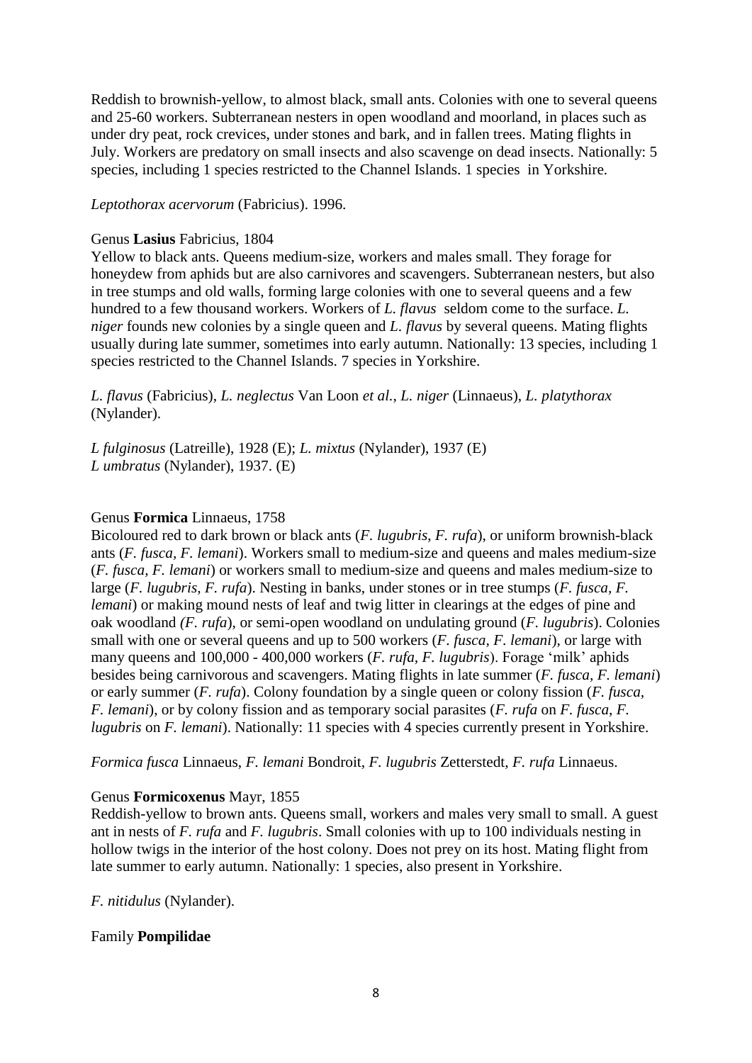Reddish to brownish-yellow, to almost black, small ants. Colonies with one to several queens and 25-60 workers. Subterranean nesters in open woodland and moorland, in places such as under dry peat, rock crevices, under stones and bark, and in fallen trees. Mating flights in July. Workers are predatory on small insects and also scavenge on dead insects. Nationally: 5 species, including 1 species restricted to the Channel Islands. 1 species in Yorkshire.

*Leptothorax acervorum* (Fabricius). 1996.

Genus **Lasius** Fabricius, 1804
Yellow to black ants. Queens medium-size, workers and males small. They forage for honeydew from aphids but are also carnivores and scavengers. Subterranean nesters, but also in tree stumps and old walls, forming large colonies with one to several queens and a few hundred to a few thousand workers. Workers of *L. flavus* seldom come to the surface. *L. niger* founds new colonies by a single queen and *L. flavus* by several queens. Mating flights usually during late summer, sometimes into early autumn. Nationally: 13 species, including 1 species restricted to the Channel Islands. 7 species in Yorkshire.

*L. flavus* (Fabricius), *L. neglectus* Van Loon *et al.*, *L. niger* (Linnaeus), *L. platythorax* (Nylander).

*L fulginosus* (Latreille), 1928 (E); *L. mixtus* (Nylander), 1937 (E)
*L umbratus* (Nylander), 1937. (E)

Genus **Formica** Linnaeus, 1758
Bicoloured red to dark brown or black ants (*F. lugubris*, *F. rufa*), or uniform brownish-black ants (*F. fusca*, *F. lemani*). Workers small to medium-size and queens and males medium-size (*F. fusca*, *F. lemani*) or workers small to medium-size and queens and males medium-size to large (*F. lugubris, F. rufa*). Nesting in banks, under stones or in tree stumps (*F. fusca, F. lemani*) or making mound nests of leaf and twig litter in clearings at the edges of pine and oak woodland *(F. rufa*), or semi-open woodland on undulating ground (*F. lugubris*). Colonies small with one or several queens and up to 500 workers (*F. fusca, F. lemani*), or large with many queens and 100,000 - 400,000 workers (*F. rufa, F. lugubris*). Forage 'milk' aphids besides being carnivorous and scavengers. Mating flights in late summer (*F. fusca*, *F. lemani*) or early summer (*F. rufa*). Colony foundation by a single queen or colony fission (*F. fusca, F. lemani*), or by colony fission and as temporary social parasites (*F. rufa* on *F. fusca*, *F. lugubris* on *F. lemani*). Nationally: 11 species with 4 species currently present in Yorkshire.

*Formica fusca* Linnaeus, *F. lemani* Bondroit, *F. lugubris* Zetterstedt, *F. rufa* Linnaeus.

Genus **Formicoxenus** Mayr, 1855
Reddish-yellow to brown ants. Queens small, workers and males very small to small. A guest ant in nests of *F. rufa* and *F. lugubris*. Small colonies with up to 100 individuals nesting in hollow twigs in the interior of the host colony. Does not prey on its host. Mating flight from late summer to early autumn. Nationally: 1 species, also present in Yorkshire.

*F. nitidulus* (Nylander).

Family **Pompilidae**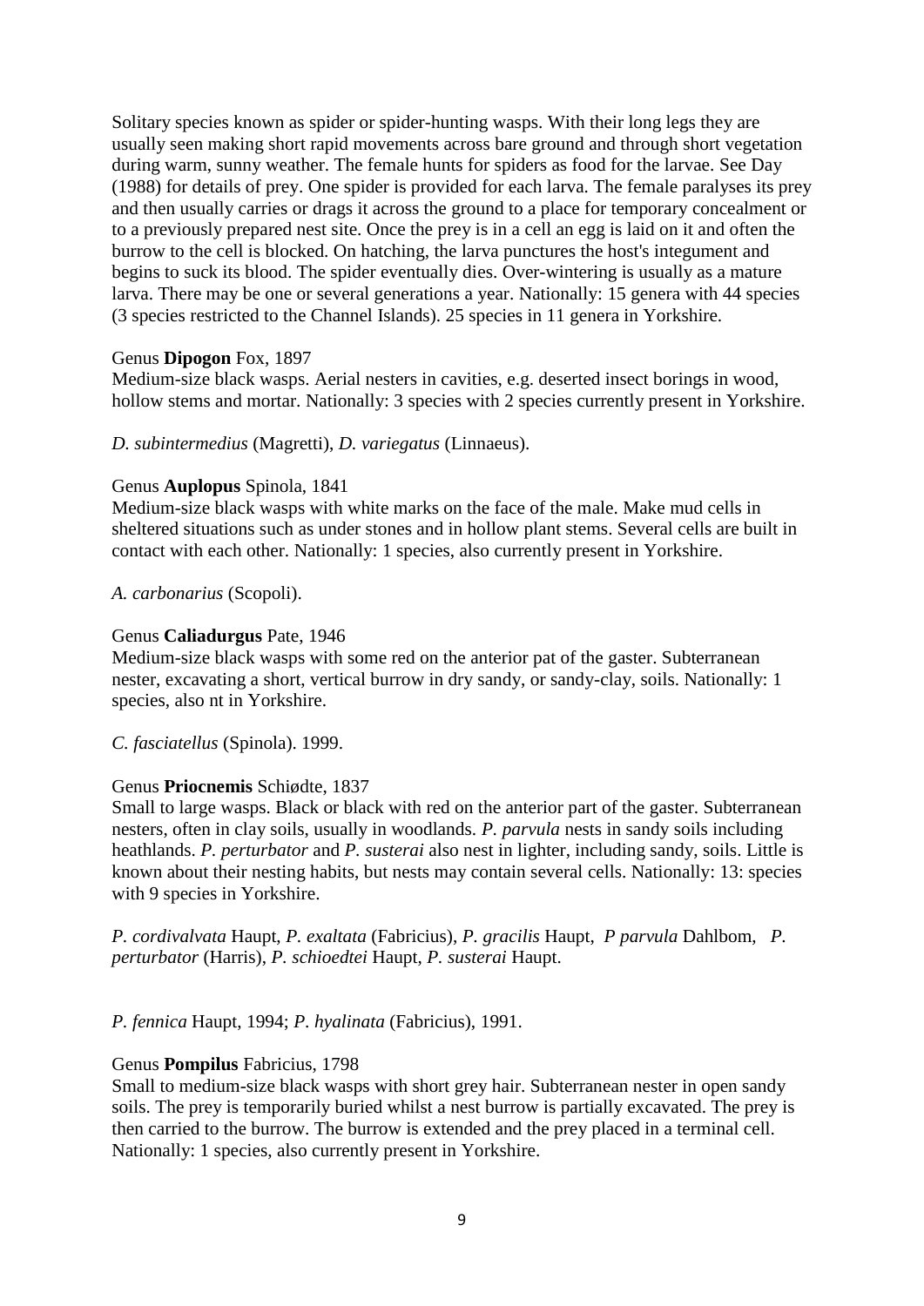Solitary species known as spider or spider-hunting wasps. With their long legs they are usually seen making short rapid movements across bare ground and through short vegetation during warm, sunny weather. The female hunts for spiders as food for the larvae. See Day (1988) for details of prey. One spider is provided for each larva. The female paralyses its prey and then usually carries or drags it across the ground to a place for temporary concealment or to a previously prepared nest site. Once the prey is in a cell an egg is laid on it and often the burrow to the cell is blocked. On hatching, the larva punctures the host's integument and begins to suck its blood. The spider eventually dies. Over-wintering is usually as a mature larva. There may be one or several generations a year. Nationally: 15 genera with 44 species (3 species restricted to the Channel Islands). 25 species in 11 genera in Yorkshire.

Genus **Dipogon** Fox, 1897
Medium-size black wasps. Aerial nesters in cavities, e.g. deserted insect borings in wood, hollow stems and mortar. Nationally: 3 species with 2 species currently present in Yorkshire.

*D. subintermedius* (Magretti), *D. variegatus* (Linnaeus).

Genus **Auplopus** Spinola, 1841
Medium-size black wasps with white marks on the face of the male. Make mud cells in sheltered situations such as under stones and in hollow plant stems. Several cells are built in contact with each other. Nationally: 1 species, also currently present in Yorkshire.

*A. carbonarius* (Scopoli).

Genus **Caliadurgus** Pate, 1946
Medium-size black wasps with some red on the anterior pat of the gaster. Subterranean nester, excavating a short, vertical burrow in dry sandy, or sandy-clay, soils. Nationally: 1 species, also nt in Yorkshire.

*C. fasciatellus* (Spinola). 1999.

Genus **Priocnemis** Schiødte, 1837
Small to large wasps. Black or black with red on the anterior part of the gaster. Subterranean nesters, often in clay soils, usually in woodlands. *P. parvula* nests in sandy soils including heathlands. *P. perturbator* and *P. susterai* also nest in lighter, including sandy, soils. Little is known about their nesting habits, but nests may contain several cells. Nationally: 13: species with 9 species in Yorkshire.

*P. cordivalvata* Haupt, *P. exaltata* (Fabricius), *P. gracilis* Haupt, *P parvula* Dahlbom, *P. perturbator* (Harris), *P. schioedtei* Haupt, *P. susterai* Haupt.

*P. fennica* Haupt, 1994; *P. hyalinata* (Fabricius), 1991.

Genus **Pompilus** Fabricius, 1798
Small to medium-size black wasps with short grey hair. Subterranean nester in open sandy soils. The prey is temporarily buried whilst a nest burrow is partially excavated. The prey is then carried to the burrow. The burrow is extended and the prey placed in a terminal cell. Nationally: 1 species, also currently present in Yorkshire.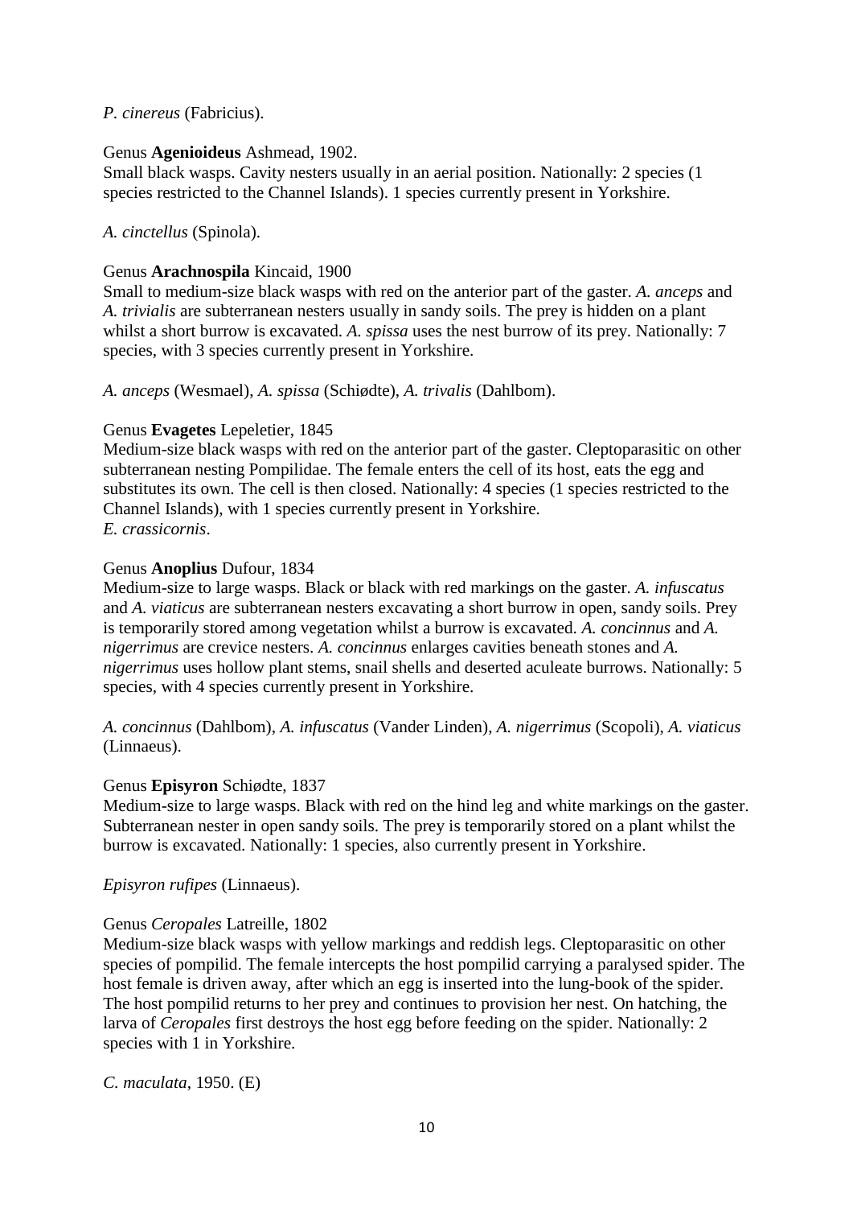*P. cinereus* (Fabricius).

Genus **Agenioideus** Ashmead, 1902.
Small black wasps. Cavity nesters usually in an aerial position. Nationally: 2 species (1 species restricted to the Channel Islands). 1 species currently present in Yorkshire.

*A. cinctellus* (Spinola).

Genus **Arachnospila** Kincaid, 1900
Small to medium-size black wasps with red on the anterior part of the gaster. *A. anceps* and *A. trivialis* are subterranean nesters usually in sandy soils. The prey is hidden on a plant whilst a short burrow is excavated. *A. spissa* uses the nest burrow of its prey. Nationally: 7 species, with 3 species currently present in Yorkshire.

*A. anceps* (Wesmael), *A. spissa* (Schiødte), *A. trivalis* (Dahlbom).

Genus **Evagetes** Lepeletier, 1845
Medium-size black wasps with red on the anterior part of the gaster. Cleptoparasitic on other subterranean nesting Pompilidae. The female enters the cell of its host, eats the egg and substitutes its own. The cell is then closed. Nationally: 4 species (1 species restricted to the Channel Islands), with 1 species currently present in Yorkshire.
*E. crassicornis*.

Genus **Anoplius** Dufour, 1834
Medium-size to large wasps. Black or black with red markings on the gaster. *A. infuscatus* and *A. viaticus* are subterranean nesters excavating a short burrow in open, sandy soils. Prey is temporarily stored among vegetation whilst a burrow is excavated. *A. concinnus* and *A. nigerrimus* are crevice nesters. *A. concinnus* enlarges cavities beneath stones and *A. nigerrimus* uses hollow plant stems, snail shells and deserted aculeate burrows. Nationally: 5 species, with 4 species currently present in Yorkshire.

*A. concinnus* (Dahlbom), *A. infuscatus* (Vander Linden), *A. nigerrimus* (Scopoli), *A. viaticus* (Linnaeus).

Genus **Episyron** Schiødte, 1837
Medium-size to large wasps. Black with red on the hind leg and white markings on the gaster. Subterranean nester in open sandy soils. The prey is temporarily stored on a plant whilst the burrow is excavated. Nationally: 1 species, also currently present in Yorkshire.

*Episyron rufipes* (Linnaeus).

Genus *Ceropales* Latreille, 1802
Medium-size black wasps with yellow markings and reddish legs. Cleptoparasitic on other species of pompilid. The female intercepts the host pompilid carrying a paralysed spider. The host female is driven away, after which an egg is inserted into the lung-book of the spider. The host pompilid returns to her prey and continues to provision her nest. On hatching, the larva of *Ceropales* first destroys the host egg before feeding on the spider. Nationally: 2 species with 1 in Yorkshire.

*C. maculata*, 1950. (E)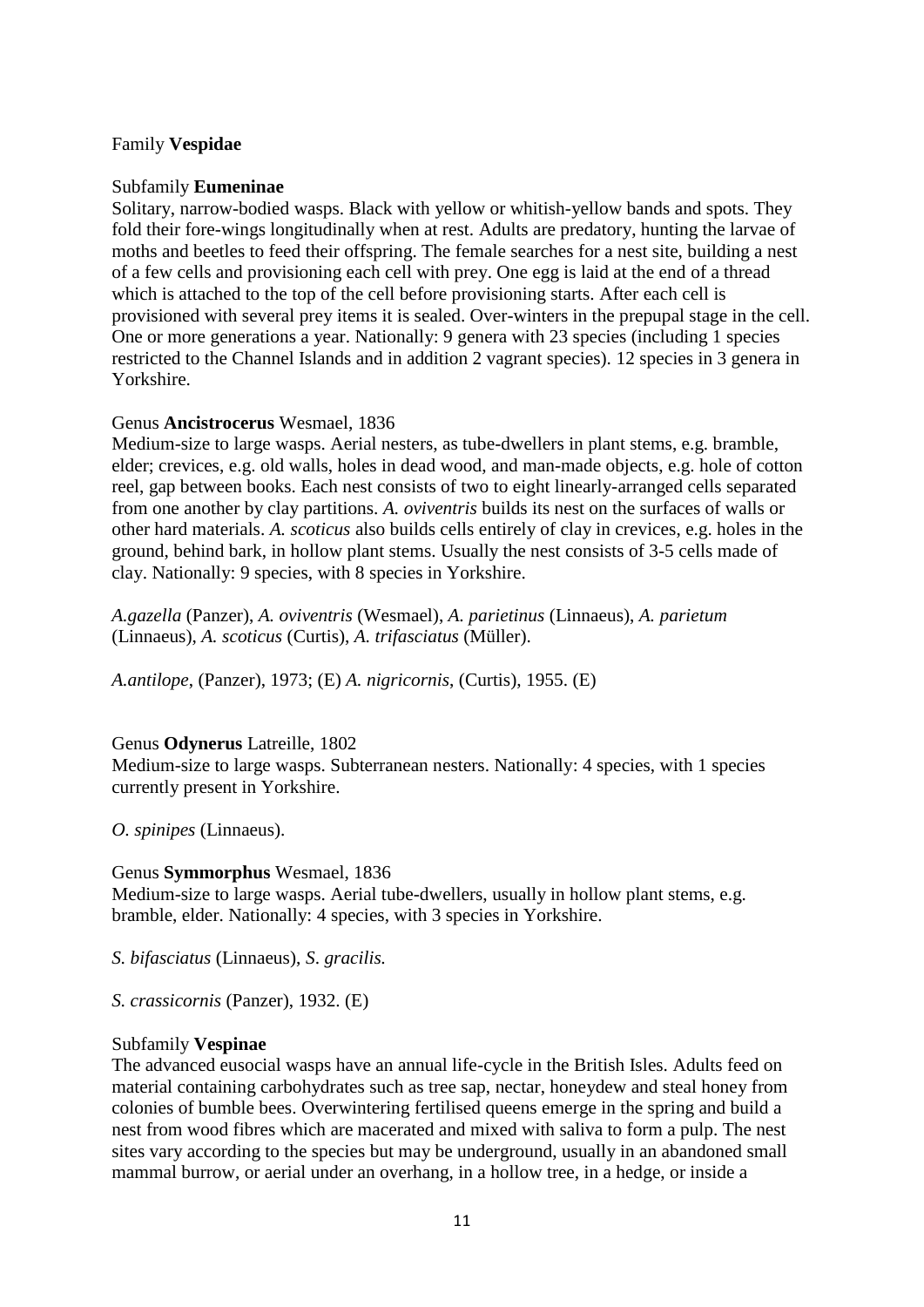Family **Vespidae**

Subfamily **Eumeninae**

Solitary, narrow-bodied wasps. Black with yellow or whitish-yellow bands and spots. They fold their fore-wings longitudinally when at rest. Adults are predatory, hunting the larvae of moths and beetles to feed their offspring. The female searches for a nest site, building a nest of a few cells and provisioning each cell with prey. One egg is laid at the end of a thread which is attached to the top of the cell before provisioning starts. After each cell is provisioned with several prey items it is sealed. Over-winters in the prepupal stage in the cell. One or more generations a year. Nationally: 9 genera with 23 species (including 1 species restricted to the Channel Islands and in addition 2 vagrant species). 12 species in 3 genera in Yorkshire.

Genus **Ancistrocerus** Wesmael, 1836

Medium-size to large wasps. Aerial nesters, as tube-dwellers in plant stems, e.g. bramble, elder; crevices, e.g. old walls, holes in dead wood, and man-made objects, e.g. hole of cotton reel, gap between books. Each nest consists of two to eight linearly-arranged cells separated from one another by clay partitions. *A. oviventris* builds its nest on the surfaces of walls or other hard materials. *A. scoticus* also builds cells entirely of clay in crevices, e.g. holes in the ground, behind bark, in hollow plant stems. Usually the nest consists of 3-5 cells made of clay. Nationally: 9 species, with 8 species in Yorkshire.

*A.gazella* (Panzer), *A. oviventris* (Wesmael), *A. parietinus* (Linnaeus), *A. parietum* (Linnaeus), *A. scoticus* (Curtis), *A. trifasciatus* (Müller).

*A.antilope*, (Panzer), 1973; (E) *A. nigricornis*, (Curtis), 1955. (E)

Genus **Odynerus** Latreille, 1802

Medium-size to large wasps. Subterranean nesters. Nationally: 4 species, with 1 species currently present in Yorkshire.

*O. spinipes* (Linnaeus).

Genus **Symmorphus** Wesmael, 1836

Medium-size to large wasps. Aerial tube-dwellers, usually in hollow plant stems, e.g. bramble, elder. Nationally: 4 species, with 3 species in Yorkshire.

*S. bifasciatus* (Linnaeus), *S. gracilis.*

*S. crassicornis* (Panzer), 1932. (E)

Subfamily **Vespinae**

The advanced eusocial wasps have an annual life-cycle in the British Isles. Adults feed on material containing carbohydrates such as tree sap, nectar, honeydew and steal honey from colonies of bumble bees. Overwintering fertilised queens emerge in the spring and build a nest from wood fibres which are macerated and mixed with saliva to form a pulp. The nest sites vary according to the species but may be underground, usually in an abandoned small mammal burrow, or aerial under an overhang, in a hollow tree, in a hedge, or inside a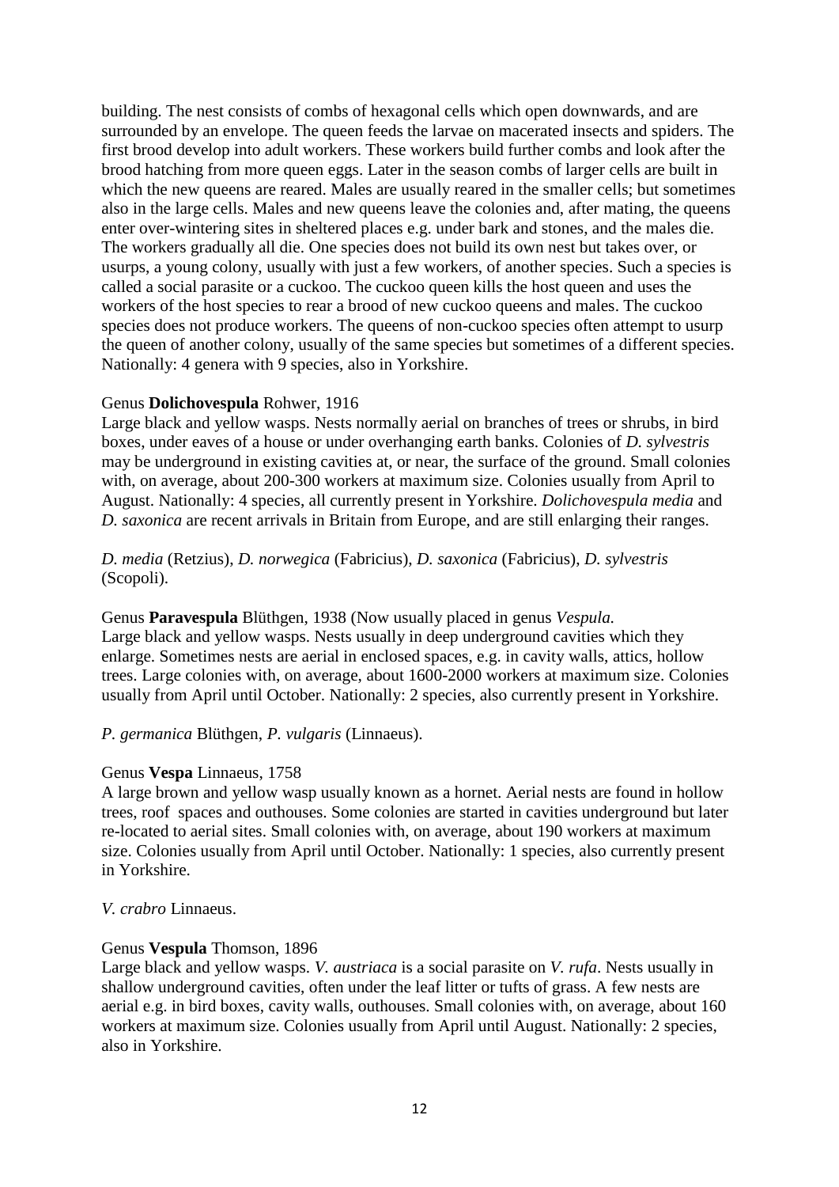building. The nest consists of combs of hexagonal cells which open downwards, and are surrounded by an envelope. The queen feeds the larvae on macerated insects and spiders. The first brood develop into adult workers. These workers build further combs and look after the brood hatching from more queen eggs. Later in the season combs of larger cells are built in which the new queens are reared. Males are usually reared in the smaller cells; but sometimes also in the large cells. Males and new queens leave the colonies and, after mating, the queens enter over-wintering sites in sheltered places e.g. under bark and stones, and the males die. The workers gradually all die. One species does not build its own nest but takes over, or usurps, a young colony, usually with just a few workers, of another species. Such a species is called a social parasite or a cuckoo. The cuckoo queen kills the host queen and uses the workers of the host species to rear a brood of new cuckoo queens and males. The cuckoo species does not produce workers. The queens of non-cuckoo species often attempt to usurp the queen of another colony, usually of the same species but sometimes of a different species. Nationally: 4 genera with 9 species, also in Yorkshire.

Genus **Dolichovespula** Rohwer, 1916
Large black and yellow wasps. Nests normally aerial on branches of trees or shrubs, in bird boxes, under eaves of a house or under overhanging earth banks. Colonies of *D. sylvestris* may be underground in existing cavities at, or near, the surface of the ground. Small colonies with, on average, about 200-300 workers at maximum size. Colonies usually from April to August. Nationally: 4 species, all currently present in Yorkshire. *Dolichovespula media* and *D. saxonica* are recent arrivals in Britain from Europe, and are still enlarging their ranges.

*D. media* (Retzius), *D. norwegica* (Fabricius), *D. saxonica* (Fabricius), *D. sylvestris* (Scopoli).

Genus **Paravespula** Blüthgen, 1938 (Now usually placed in genus *Vespula*.
Large black and yellow wasps. Nests usually in deep underground cavities which they enlarge. Sometimes nests are aerial in enclosed spaces, e.g. in cavity walls, attics, hollow trees. Large colonies with, on average, about 1600-2000 workers at maximum size. Colonies usually from April until October. Nationally: 2 species, also currently present in Yorkshire.

*P. germanica* Blüthgen, *P. vulgaris* (Linnaeus).

Genus **Vespa** Linnaeus, 1758
A large brown and yellow wasp usually known as a hornet. Aerial nests are found in hollow trees, roof spaces and outhouses. Some colonies are started in cavities underground but later re-located to aerial sites. Small colonies with, on average, about 190 workers at maximum size. Colonies usually from April until October. Nationally: 1 species, also currently present in Yorkshire.

*V. crabro* Linnaeus.

Genus **Vespula** Thomson, 1896
Large black and yellow wasps. *V. austriaca* is a social parasite on *V. rufa*. Nests usually in shallow underground cavities, often under the leaf litter or tufts of grass. A few nests are aerial e.g. in bird boxes, cavity walls, outhouses. Small colonies with, on average, about 160 workers at maximum size. Colonies usually from April until August. Nationally: 2 species, also in Yorkshire.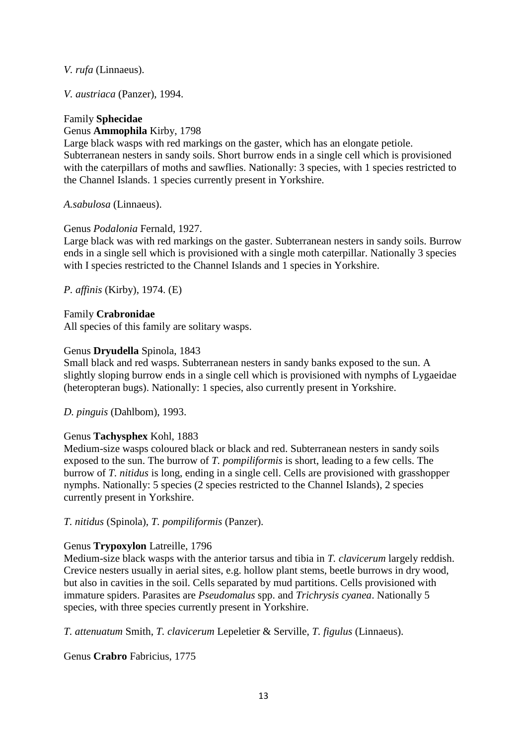*V. rufa* (Linnaeus).

*V. austriaca* (Panzer), 1994.

Family **Sphecidae**

Genus **Ammophila** Kirby, 1798

Large black wasps with red markings on the gaster, which has an elongate petiole. Subterranean nesters in sandy soils. Short burrow ends in a single cell which is provisioned with the caterpillars of moths and sawflies. Nationally: 3 species, with 1 species restricted to the Channel Islands. 1 species currently present in Yorkshire.

*A.sabulosa* (Linnaeus).

Genus *Podalonia* Fernald, 1927.

Large black was with red markings on the gaster. Subterranean nesters in sandy soils. Burrow ends in a single sell which is provisioned with a single moth caterpillar. Nationally 3 species with I species restricted to the Channel Islands and 1 species in Yorkshire.

*P. affinis* (Kirby), 1974. (E)

Family **Crabronidae**

All species of this family are solitary wasps.

Genus **Dryudella** Spinola, 1843

Small black and red wasps. Subterranean nesters in sandy banks exposed to the sun. A slightly sloping burrow ends in a single cell which is provisioned with nymphs of Lygaeidae (heteropteran bugs). Nationally: 1 species, also currently present in Yorkshire.

*D. pinguis* (Dahlbom), 1993.

Genus **Tachysphex** Kohl, 1883

Medium-size wasps coloured black or black and red. Subterranean nesters in sandy soils exposed to the sun. The burrow of *T. pompiliformis* is short, leading to a few cells. The burrow of *T. nitidus* is long, ending in a single cell. Cells are provisioned with grasshopper nymphs. Nationally: 5 species (2 species restricted to the Channel Islands), 2 species currently present in Yorkshire.

*T. nitidus* (Spinola), *T. pompiliformis* (Panzer).

Genus **Trypoxylon** Latreille, 1796

Medium-size black wasps with the anterior tarsus and tibia in *T. clavicerum* largely reddish. Crevice nesters usually in aerial sites, e.g. hollow plant stems, beetle burrows in dry wood, but also in cavities in the soil. Cells separated by mud partitions. Cells provisioned with immature spiders. Parasites are *Pseudomalus* spp. and *Trichrysis cyanea*. Nationally 5 species, with three species currently present in Yorkshire.

*T. attenuatum* Smith, *T. clavicerum* Lepeletier & Serville, *T. figulus* (Linnaeus).

Genus **Crabro** Fabricius, 1775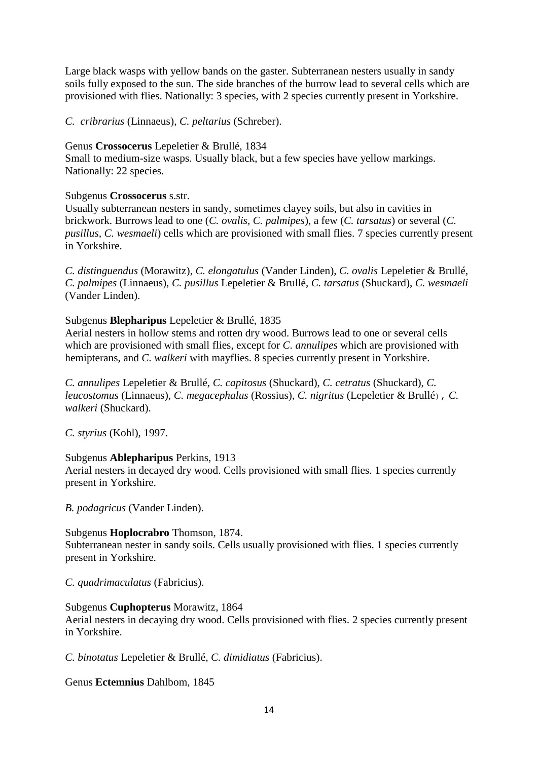Large black wasps with yellow bands on the gaster. Subterranean nesters usually in sandy soils fully exposed to the sun. The side branches of the burrow lead to several cells which are provisioned with flies. Nationally: 3 species, with 2 species currently present in Yorkshire.

*C. cribrarius* (Linnaeus), *C. peltarius* (Schreber).

Genus **Crossocerus** Lepeletier & Brullé, 1834
Small to medium-size wasps. Usually black, but a few species have yellow markings. Nationally: 22 species.

Subgenus **Crossocerus** s.str.
Usually subterranean nesters in sandy, sometimes clayey soils, but also in cavities in brickwork. Burrows lead to one (*C. ovalis, C. palmipes*), a few (*C. tarsatus*) or several (*C. pusillus, C. wesmaeli*) cells which are provisioned with small flies. 7 species currently present in Yorkshire.

*C. distinguendus* (Morawitz), *C. elongatulus* (Vander Linden), *C. ovalis* Lepeletier & Brullé, *C. palmipes* (Linnaeus), *C. pusillus* Lepeletier & Brullé, *C. tarsatus* (Shuckard), *C. wesmaeli* (Vander Linden).

Subgenus **Blepharipus** Lepeletier & Brullé, 1835
Aerial nesters in hollow stems and rotten dry wood. Burrows lead to one or several cells which are provisioned with small flies, except for *C. annulipes* which are provisioned with hemipterans, and *C. walkeri* with mayflies. 8 species currently present in Yorkshire.

*C. annulipes* Lepeletier & Brullé, *C. capitosus* (Shuckard), *C. cetratus* (Shuckard), *C. leucostomus* (Linnaeus), *C. megacephalus* (Rossius), *C. nigritus* (Lepeletier & Brullé), *C. walkeri* (Shuckard).

*C. styrius* (Kohl), 1997.

Subgenus **Ablepharipus** Perkins, 1913
Aerial nesters in decayed dry wood. Cells provisioned with small flies. 1 species currently present in Yorkshire.

*B. podagricus* (Vander Linden).

Subgenus **Hoplocrabro** Thomson, 1874.
Subterranean nester in sandy soils. Cells usually provisioned with flies. 1 species currently present in Yorkshire.

*C. quadrimaculatus* (Fabricius).

Subgenus **Cuphopterus** Morawitz, 1864
Aerial nesters in decaying dry wood. Cells provisioned with flies. 2 species currently present in Yorkshire.

*C. binotatus* Lepeletier & Brullé, *C. dimidiatus* (Fabricius).

Genus **Ectemnius** Dahlbom, 1845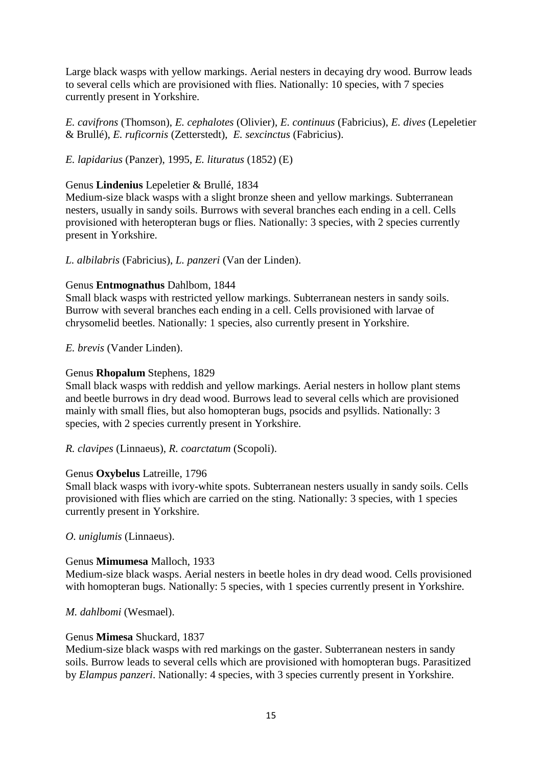Large black wasps with yellow markings. Aerial nesters in decaying dry wood. Burrow leads to several cells which are provisioned with flies. Nationally: 10 species, with 7 species currently present in Yorkshire.

*E. cavifrons* (Thomson), *E. cephalotes* (Olivier), *E. continuus* (Fabricius), *E. dives* (Lepeletier & Brullé), *E. ruficornis* (Zetterstedt), *E. sexcinctus* (Fabricius).

*E. lapidarius* (Panzer), 1995, *E. lituratus* (1852) (E)

Genus **Lindenius** Lepeletier & Brullé, 1834
Medium-size black wasps with a slight bronze sheen and yellow markings. Subterranean nesters, usually in sandy soils. Burrows with several branches each ending in a cell. Cells provisioned with heteropteran bugs or flies. Nationally: 3 species, with 2 species currently present in Yorkshire.

*L. albilabris* (Fabricius), *L. panzeri* (Van der Linden).

Genus **Entmognathus** Dahlbom, 1844
Small black wasps with restricted yellow markings. Subterranean nesters in sandy soils. Burrow with several branches each ending in a cell. Cells provisioned with larvae of chrysomelid beetles. Nationally: 1 species, also currently present in Yorkshire.

*E. brevis* (Vander Linden).

Genus **Rhopalum** Stephens, 1829
Small black wasps with reddish and yellow markings. Aerial nesters in hollow plant stems and beetle burrows in dry dead wood. Burrows lead to several cells which are provisioned mainly with small flies, but also homopteran bugs, psocids and psyllids. Nationally: 3 species, with 2 species currently present in Yorkshire.

*R. clavipes* (Linnaeus), *R. coarctatum* (Scopoli).

Genus **Oxybelus** Latreille, 1796
Small black wasps with ivory-white spots. Subterranean nesters usually in sandy soils. Cells provisioned with flies which are carried on the sting. Nationally: 3 species, with 1 species currently present in Yorkshire.

*O. uniglumis* (Linnaeus).

Genus **Mimumesa** Malloch, 1933
Medium-size black wasps. Aerial nesters in beetle holes in dry dead wood. Cells provisioned with homopteran bugs. Nationally: 5 species, with 1 species currently present in Yorkshire.

*M. dahlbomi* (Wesmael).

Genus **Mimesa** Shuckard, 1837
Medium-size black wasps with red markings on the gaster. Subterranean nesters in sandy soils. Burrow leads to several cells which are provisioned with homopteran bugs. Parasitized by *Elampus panzeri*. Nationally: 4 species, with 3 species currently present in Yorkshire.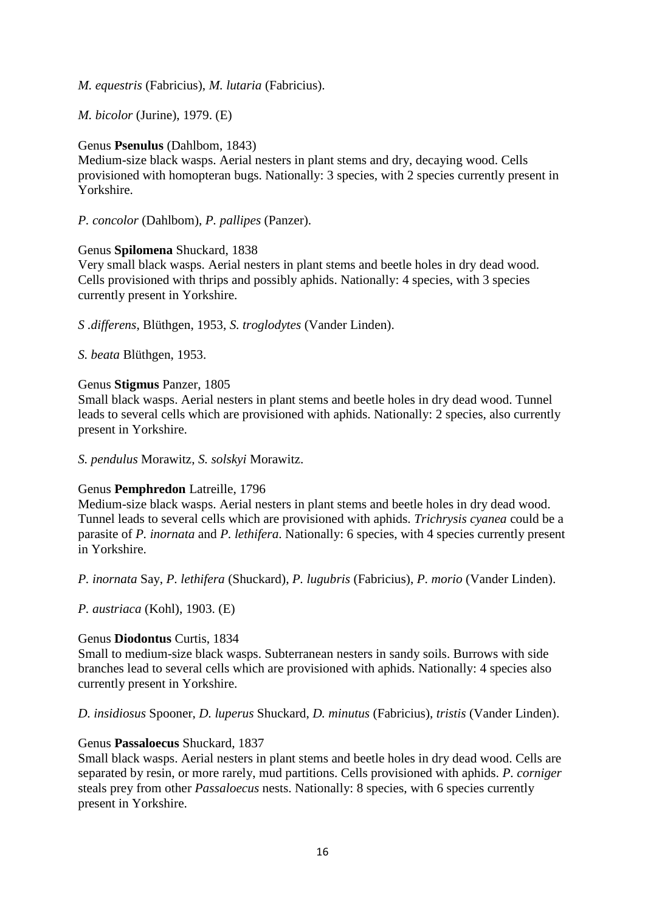*M. equestris* (Fabricius), *M. lutaria* (Fabricius).

*M. bicolor* (Jurine), 1979. (E)

Genus **Psenulus** (Dahlbom, 1843)
Medium-size black wasps. Aerial nesters in plant stems and dry, decaying wood. Cells provisioned with homopteran bugs. Nationally: 3 species, with 2 species currently present in Yorkshire.

*P. concolor* (Dahlbom), *P. pallipes* (Panzer).

Genus **Spilomena** Shuckard, 1838
Very small black wasps. Aerial nesters in plant stems and beetle holes in dry dead wood. Cells provisioned with thrips and possibly aphids. Nationally: 4 species, with 3 species currently present in Yorkshire.

*S .differens*, Blüthgen, 1953, *S. troglodytes* (Vander Linden).

*S. beata* Blüthgen, 1953.

Genus **Stigmus** Panzer, 1805
Small black wasps. Aerial nesters in plant stems and beetle holes in dry dead wood. Tunnel leads to several cells which are provisioned with aphids. Nationally: 2 species, also currently present in Yorkshire.

*S. pendulus* Morawitz, *S. solskyi* Morawitz.

Genus **Pemphredon** Latreille, 1796
Medium-size black wasps. Aerial nesters in plant stems and beetle holes in dry dead wood. Tunnel leads to several cells which are provisioned with aphids. *Trichrysis cyanea* could be a parasite of *P. inornata* and *P. lethifera*. Nationally: 6 species, with 4 species currently present in Yorkshire.

*P. inornata* Say, *P. lethifera* (Shuckard), *P. lugubris* (Fabricius), *P. morio* (Vander Linden).

*P. austriaca* (Kohl), 1903. (E)

Genus **Diodontus** Curtis, 1834
Small to medium-size black wasps. Subterranean nesters in sandy soils. Burrows with side branches lead to several cells which are provisioned with aphids. Nationally: 4 species also currently present in Yorkshire.

*D. insidiosus* Spooner, *D. luperus* Shuckard, *D. minutus* (Fabricius), *tristis* (Vander Linden).

Genus **Passaloecus** Shuckard, 1837
Small black wasps. Aerial nesters in plant stems and beetle holes in dry dead wood. Cells are separated by resin, or more rarely, mud partitions. Cells provisioned with aphids. *P. corniger* steals prey from other *Passaloecus* nests. Nationally: 8 species, with 6 species currently present in Yorkshire.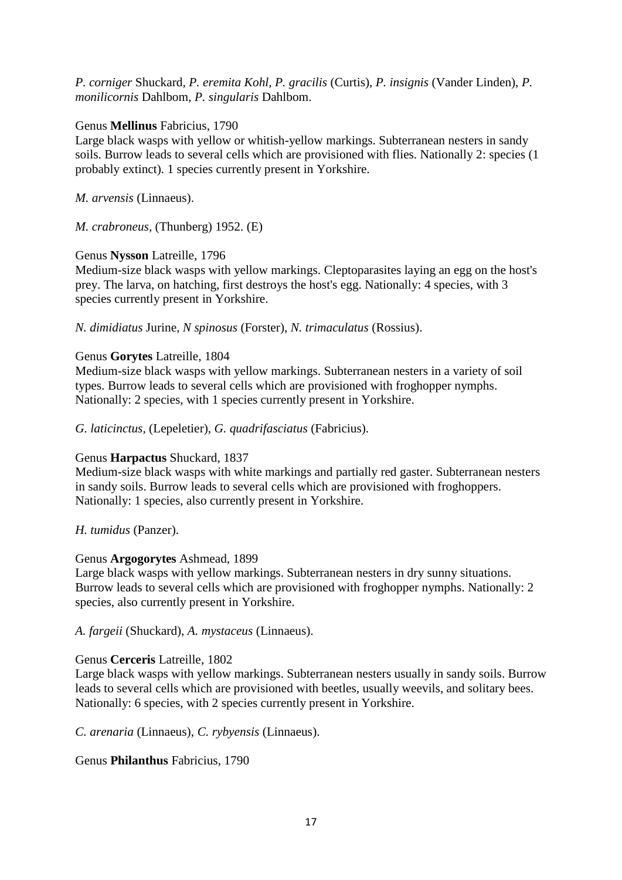*P. corniger* Shuckard, *P. eremita Kohl*, *P. gracilis* (Curtis), *P. insignis* (Vander Linden), *P. monilicornis* Dahlbom, *P. singularis* Dahlbom.

Genus **Mellinus** Fabricius, 1790
Large black wasps with yellow or whitish-yellow markings. Subterranean nesters in sandy soils. Burrow leads to several cells which are provisioned with flies. Nationally 2: species (1 probably extinct). 1 species currently present in Yorkshire.

*M. arvensis* (Linnaeus).

*M. crabroneus*, (Thunberg) 1952. (E)

Genus **Nysson** Latreille, 1796
Medium-size black wasps with yellow markings. Cleptoparasites laying an egg on the host's prey. The larva, on hatching, first destroys the host's egg. Nationally: 4 species, with 3 species currently present in Yorkshire.

*N. dimidiatus* Jurine, *N spinosus* (Forster), *N. trimaculatus* (Rossius).

Genus **Gorytes** Latreille, 1804
Medium-size black wasps with yellow markings. Subterranean nesters in a variety of soil types. Burrow leads to several cells which are provisioned with froghopper nymphs. Nationally: 2 species, with 1 species currently present in Yorkshire.

*G. laticinctus*, (Lepeletier), *G. quadrifasciatus* (Fabricius).

Genus **Harpactus** Shuckard, 1837
Medium-size black wasps with white markings and partially red gaster. Subterranean nesters in sandy soils. Burrow leads to several cells which are provisioned with froghoppers. Nationally: 1 species, also currently present in Yorkshire.

*H. tumidus* (Panzer).

Genus **Argogorytes** Ashmead, 1899
Large black wasps with yellow markings. Subterranean nesters in dry sunny situations. Burrow leads to several cells which are provisioned with froghopper nymphs. Nationally: 2 species, also currently present in Yorkshire.

*A. fargeii* (Shuckard), *A. mystaceus* (Linnaeus).

Genus **Cerceris** Latreille, 1802
Large black wasps with yellow markings. Subterranean nesters usually in sandy soils. Burrow leads to several cells which are provisioned with beetles, usually weevils, and solitary bees. Nationally: 6 species, with 2 species currently present in Yorkshire.

*C. arenaria* (Linnaeus), *C. rybyensis* (Linnaeus).

Genus **Philanthus** Fabricius, 1790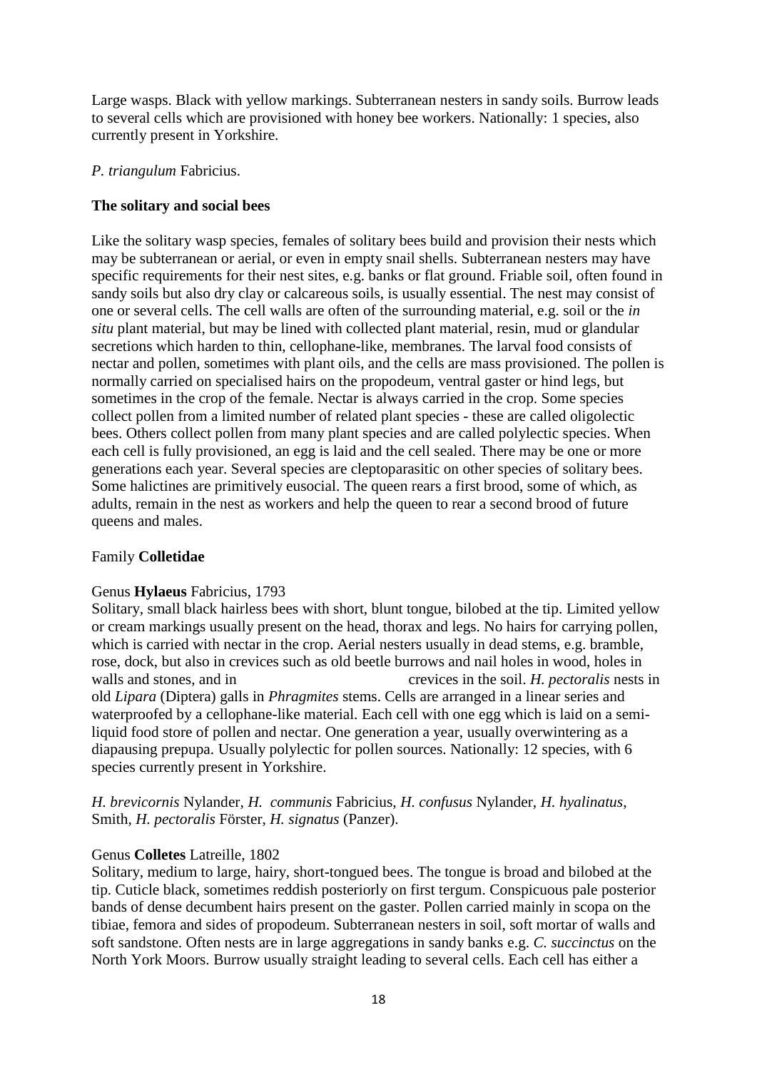Large wasps. Black with yellow markings. Subterranean nesters in sandy soils. Burrow leads to several cells which are provisioned with honey bee workers. Nationally: 1 species, also currently present in Yorkshire.

*P. triangulum* Fabricius.

**The solitary and social bees**

Like the solitary wasp species, females of solitary bees build and provision their nests which may be subterranean or aerial, or even in empty snail shells. Subterranean nesters may have specific requirements for their nest sites, e.g. banks or flat ground. Friable soil, often found in sandy soils but also dry clay or calcareous soils, is usually essential. The nest may consist of one or several cells. The cell walls are often of the surrounding material, e.g. soil or the *in situ* plant material, but may be lined with collected plant material, resin, mud or glandular secretions which harden to thin, cellophane-like, membranes. The larval food consists of nectar and pollen, sometimes with plant oils, and the cells are mass provisioned. The pollen is normally carried on specialised hairs on the propodeum, ventral gaster or hind legs, but sometimes in the crop of the female. Nectar is always carried in the crop. Some species collect pollen from a limited number of related plant species - these are called oligolectic bees. Others collect pollen from many plant species and are called polylectic species. When each cell is fully provisioned, an egg is laid and the cell sealed. There may be one or more generations each year. Several species are cleptoparasitic on other species of solitary bees. Some halictines are primitively eusocial. The queen rears a first brood, some of which, as adults, remain in the nest as workers and help the queen to rear a second brood of future queens and males.

Family **Colletidae**

Genus **Hylaeus** Fabricius, 1793
Solitary, small black hairless bees with short, blunt tongue, bilobed at the tip. Limited yellow or cream markings usually present on the head, thorax and legs. No hairs for carrying pollen, which is carried with nectar in the crop. Aerial nesters usually in dead stems, e.g. bramble, rose, dock, but also in crevices such as old beetle burrows and nail holes in wood, holes in walls and stones, and in crevices in the soil. *H. pectoralis* nests in old *Lipara* (Diptera) galls in *Phragmites* stems. Cells are arranged in a linear series and waterproofed by a cellophane-like material. Each cell with one egg which is laid on a semi-liquid food store of pollen and nectar. One generation a year, usually overwintering as a diapausing prepupa. Usually polylectic for pollen sources. Nationally: 12 species, with 6 species currently present in Yorkshire.

*H. brevicornis* Nylander, *H. communis* Fabricius, *H. confusus* Nylander, *H. hyalinatus*, Smith, *H. pectoralis* Förster, *H. signatus* (Panzer).

Genus **Colletes** Latreille, 1802
Solitary, medium to large, hairy, short-tongued bees. The tongue is broad and bilobed at the tip. Cuticle black, sometimes reddish posteriorly on first tergum. Conspicuous pale posterior bands of dense decumbent hairs present on the gaster. Pollen carried mainly in scopa on the tibiae, femora and sides of propodeum. Subterranean nesters in soil, soft mortar of walls and soft sandstone. Often nests are in large aggregations in sandy banks e.g. *C. succinctus* on the North York Moors. Burrow usually straight leading to several cells. Each cell has either a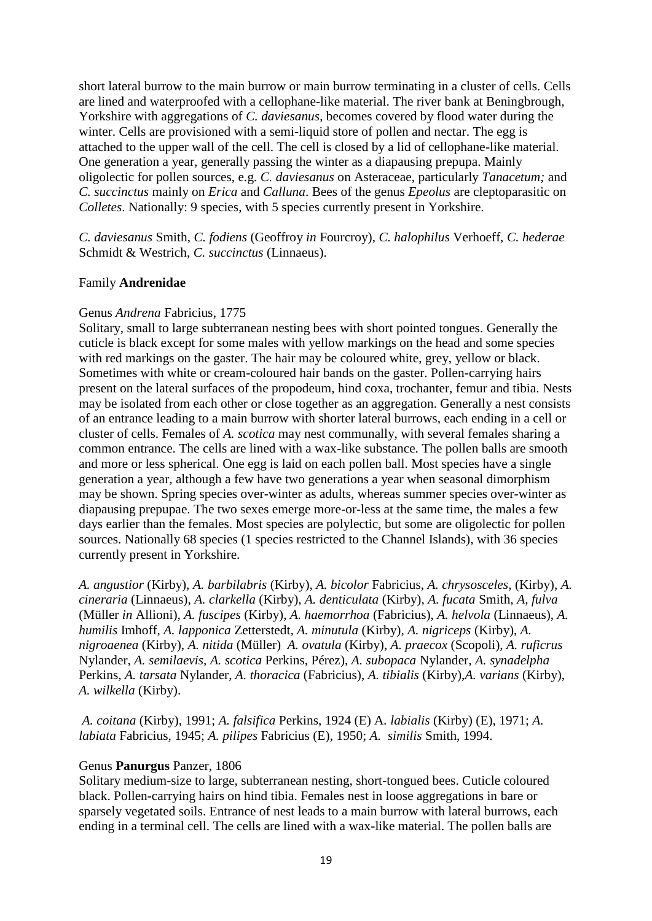short lateral burrow to the main burrow or main burrow terminating in a cluster of cells. Cells are lined and waterproofed with a cellophane-like material. The river bank at Beningbrough, Yorkshire with aggregations of *C. daviesanus*, becomes covered by flood water during the winter. Cells are provisioned with a semi-liquid store of pollen and nectar. The egg is attached to the upper wall of the cell. The cell is closed by a lid of cellophane-like material. One generation a year, generally passing the winter as a diapausing prepupa. Mainly oligolectic for pollen sources, e.g. *C. daviesanus* on Asteraceae, particularly *Tanacetum;* and *C. succinctus* mainly on *Erica* and *Calluna*. Bees of the genus *Epeolus* are cleptoparasitic on *Colletes*. Nationally: 9 species, with 5 species currently present in Yorkshire.

*C. daviesanus* Smith, *C. fodiens* (Geoffroy *in* Fourcroy), *C. halophilus* Verhoeff, *C. hederae* Schmidt & Westrich, *C. succinctus* (Linnaeus).

Family **Andrenidae**

Genus *Andrena* Fabricius, 1775

Solitary, small to large subterranean nesting bees with short pointed tongues. Generally the cuticle is black except for some males with yellow markings on the head and some species with red markings on the gaster. The hair may be coloured white, grey, yellow or black. Sometimes with white or cream-coloured hair bands on the gaster. Pollen-carrying hairs present on the lateral surfaces of the propodeum, hind coxa, trochanter, femur and tibia. Nests may be isolated from each other or close together as an aggregation. Generally a nest consists of an entrance leading to a main burrow with shorter lateral burrows, each ending in a cell or cluster of cells. Females of *A. scotica* may nest communally, with several females sharing a common entrance. The cells are lined with a wax-like substance. The pollen balls are smooth and more or less spherical. One egg is laid on each pollen ball. Most species have a single generation a year, although a few have two generations a year when seasonal dimorphism may be shown. Spring species over-winter as adults, whereas summer species over-winter as diapausing prepupae. The two sexes emerge more-or-less at the same time, the males a few days earlier than the females. Most species are polylectic, but some are oligolectic for pollen sources. Nationally 68 species (1 species restricted to the Channel Islands), with 36 species currently present in Yorkshire.

*A. angustior* (Kirby), *A. barbilabris* (Kirby), *A. bicolor* Fabricius, *A. chrysosceles,* (Kirby), *A. cineraria* (Linnaeus), *A. clarkella* (Kirby), *A. denticulata* (Kirby), *A. fucata* Smith, *A, fulva* (Müller *in* Allioni), *A. fuscipes* (Kirby), *A. haemorrhoa* (Fabricius), *A. helvola* (Linnaeus), *A. humilis* Imhoff, *A. lapponica* Zetterstedt, *A. minutula* (Kirby), *A. nigriceps* (Kirby), *A. nigroaenea* (Kirby), *A. nitida* (Müller) *A. ovatula* (Kirby), *A. praecox* (Scopoli), *A. ruficrus* Nylander, *A. semilaevis, A. scotica* Perkins, Pérez), *A. subopaca* Nylander, *A. synadelpha* Perkins, *A. tarsata* Nylander, *A. thoracica* (Fabricius), *A. tibialis* (Kirby),*A. varians* (Kirby), *A. wilkella* (Kirby).

*A. coitana* (Kirby), 1991; *A. falsifica* Perkins, 1924 (E) A. *labialis* (Kirby) (E), 1971; *A. labiata* Fabricius, 1945; *A. pilipes* Fabricius (E), 1950; *A. similis* Smith, 1994.

Genus **Panurgus** Panzer, 1806

Solitary medium-size to large, subterranean nesting, short-tongued bees. Cuticle coloured black. Pollen-carrying hairs on hind tibia. Females nest in loose aggregations in bare or sparsely vegetated soils. Entrance of nest leads to a main burrow with lateral burrows, each ending in a terminal cell. The cells are lined with a wax-like material. The pollen balls are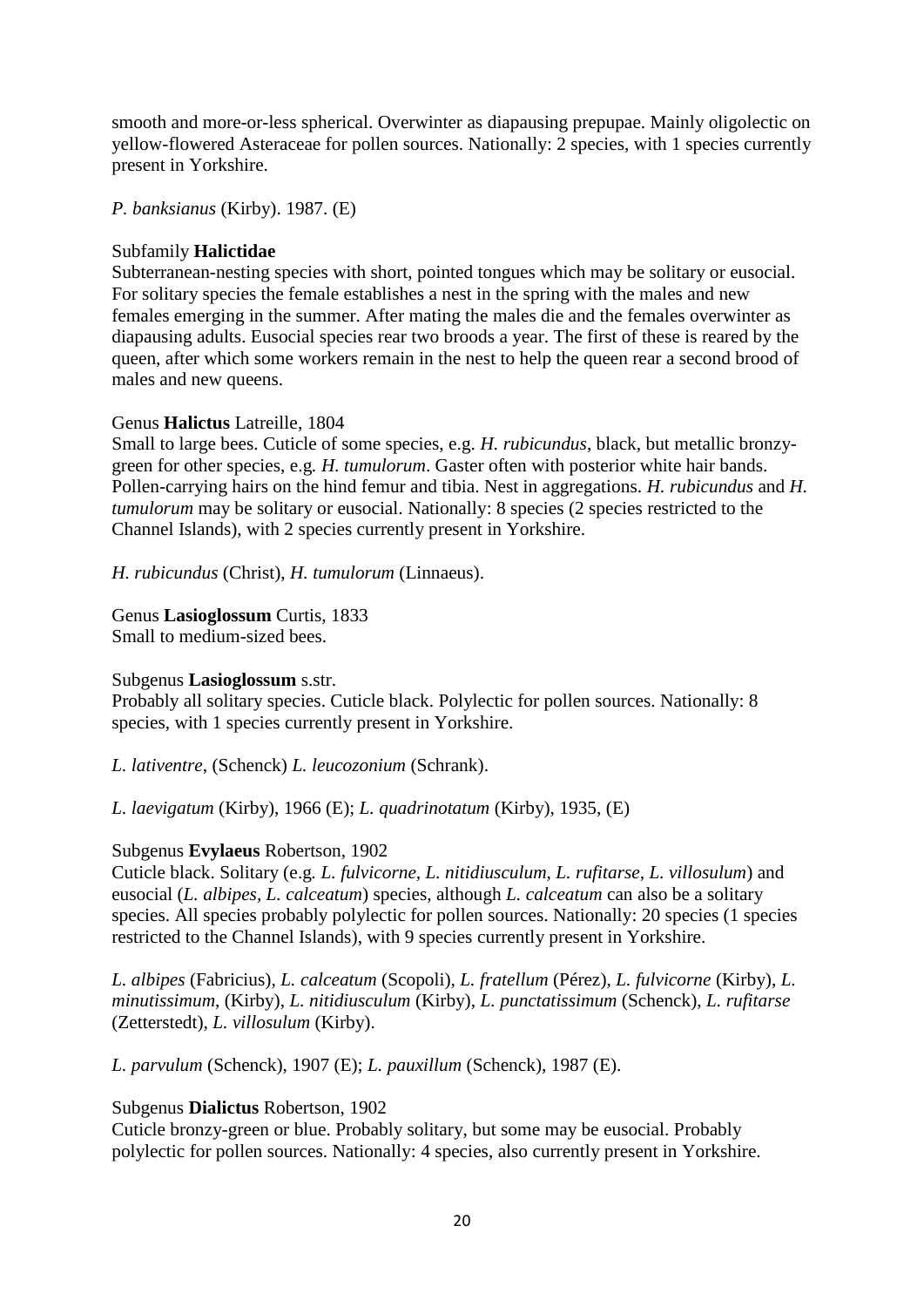smooth and more-or-less spherical. Overwinter as diapausing prepupae. Mainly oligolectic on yellow-flowered Asteraceae for pollen sources. Nationally: 2 species, with 1 species currently present in Yorkshire.

*P. banksianus* (Kirby). 1987. (E)

Subfamily **Halictidae**
Subterranean-nesting species with short, pointed tongues which may be solitary or eusocial. For solitary species the female establishes a nest in the spring with the males and new females emerging in the summer. After mating the males die and the females overwinter as diapausing adults. Eusocial species rear two broods a year. The first of these is reared by the queen, after which some workers remain in the nest to help the queen rear a second brood of males and new queens.

Genus **Halictus** Latreille, 1804
Small to large bees. Cuticle of some species, e.g. *H. rubicundus*, black, but metallic bronzy-green for other species, e.g. *H. tumulorum*. Gaster often with posterior white hair bands. Pollen-carrying hairs on the hind femur and tibia. Nest in aggregations. *H. rubicundus* and *H. tumulorum* may be solitary or eusocial. Nationally: 8 species (2 species restricted to the Channel Islands), with 2 species currently present in Yorkshire.

*H. rubicundus* (Christ), *H. tumulorum* (Linnaeus).

Genus **Lasioglossum** Curtis, 1833
Small to medium-sized bees.

Subgenus **Lasioglossum** s.str.
Probably all solitary species. Cuticle black. Polylectic for pollen sources. Nationally: 8 species, with 1 species currently present in Yorkshire.

*L. lativentre*, (Schenck) *L. leucozonium* (Schrank).

*L. laevigatum* (Kirby), 1966 (E); *L. quadrinotatum* (Kirby), 1935, (E)

Subgenus **Evylaeus** Robertson, 1902
Cuticle black. Solitary (e.g. *L. fulvicorne*, *L. nitidiusculum*, *L. rufitarse*, *L. villosulum*) and eusocial (*L. albipes*, *L. calceatum*) species, although *L. calceatum* can also be a solitary species. All species probably polylectic for pollen sources. Nationally: 20 species (1 species restricted to the Channel Islands), with 9 species currently present in Yorkshire.

*L. albipes* (Fabricius), *L. calceatum* (Scopoli), *L. fratellum* (Pérez), *L. fulvicorne* (Kirby), *L. minutissimum*, (Kirby), *L. nitidiusculum* (Kirby), *L. punctatissimum* (Schenck), *L. rufitarse* (Zetterstedt), *L. villosulum* (Kirby).

*L. parvulum* (Schenck), 1907 (E); *L. pauxillum* (Schenck), 1987 (E).

Subgenus **Dialictus** Robertson, 1902
Cuticle bronzy-green or blue. Probably solitary, but some may be eusocial. Probably polylectic for pollen sources. Nationally: 4 species, also currently present in Yorkshire.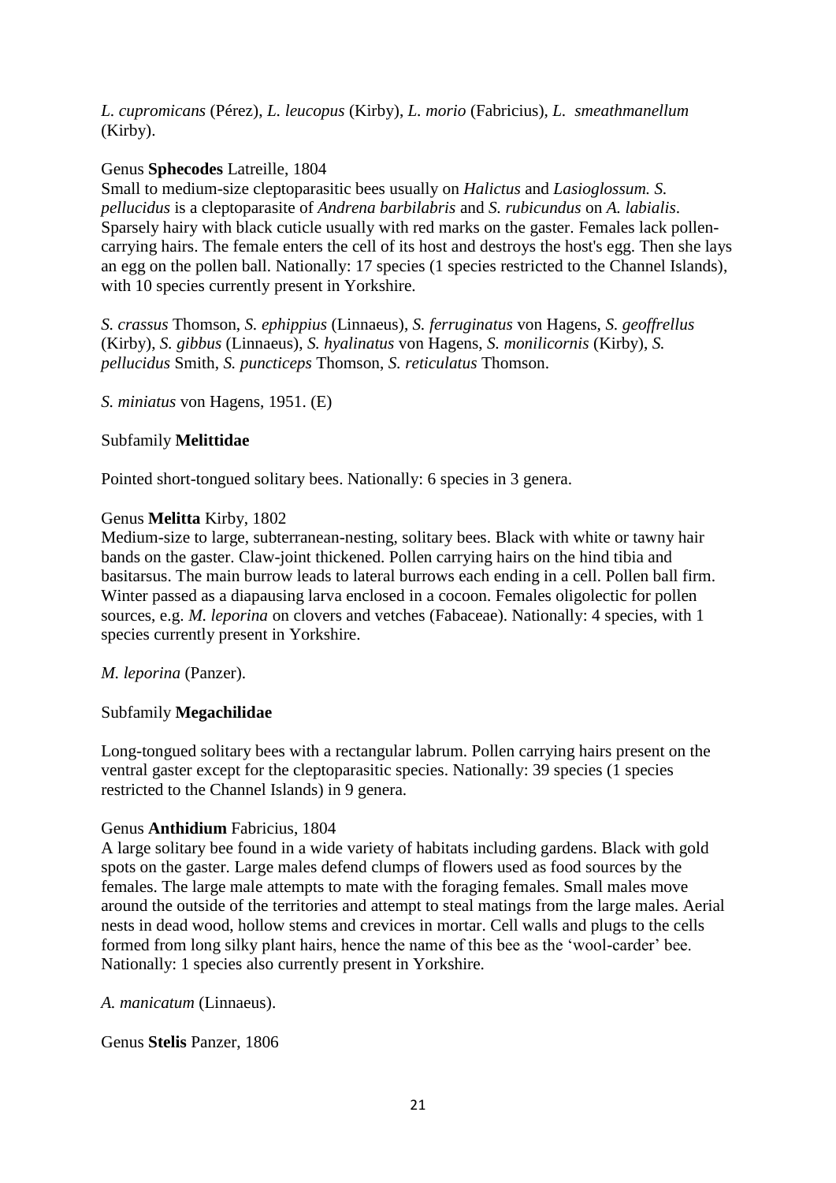*L. cupromicans* (Pérez), *L. leucopus* (Kirby), *L. morio* (Fabricius), *L. smeathmanellum* (Kirby).

Genus **Sphecodes** Latreille, 1804

Small to medium-size cleptoparasitic bees usually on *Halictus* and *Lasioglossum. S. pellucidus* is a cleptoparasite of *Andrena barbilabris* and *S. rubicundus* on *A. labialis*. Sparsely hairy with black cuticle usually with red marks on the gaster. Females lack pollen-carrying hairs. The female enters the cell of its host and destroys the host's egg. Then she lays an egg on the pollen ball. Nationally: 17 species (1 species restricted to the Channel Islands), with 10 species currently present in Yorkshire.

*S. crassus* Thomson, *S. ephippius* (Linnaeus), *S. ferruginatus* von Hagens, *S. geoffrellus* (Kirby), *S. gibbus* (Linnaeus), *S. hyalinatus* von Hagens, *S. monilicornis* (Kirby), *S. pellucidus* Smith, *S. puncticeps* Thomson, *S. reticulatus* Thomson.

*S. miniatus* von Hagens, 1951. (E)

Subfamily **Melittidae**

Pointed short-tongued solitary bees. Nationally: 6 species in 3 genera.

Genus **Melitta** Kirby, 1802

Medium-size to large, subterranean-nesting, solitary bees. Black with white or tawny hair bands on the gaster. Claw-joint thickened. Pollen carrying hairs on the hind tibia and basitarsus. The main burrow leads to lateral burrows each ending in a cell. Pollen ball firm. Winter passed as a diapausing larva enclosed in a cocoon. Females oligolectic for pollen sources, e.g. *M. leporina* on clovers and vetches (Fabaceae). Nationally: 4 species, with 1 species currently present in Yorkshire.

*M. leporina* (Panzer).

Subfamily **Megachilidae**

Long-tongued solitary bees with a rectangular labrum. Pollen carrying hairs present on the ventral gaster except for the cleptoparasitic species. Nationally: 39 species (1 species restricted to the Channel Islands) in 9 genera.

Genus **Anthidium** Fabricius, 1804

A large solitary bee found in a wide variety of habitats including gardens. Black with gold spots on the gaster. Large males defend clumps of flowers used as food sources by the females. The large male attempts to mate with the foraging females. Small males move around the outside of the territories and attempt to steal matings from the large males. Aerial nests in dead wood, hollow stems and crevices in mortar. Cell walls and plugs to the cells formed from long silky plant hairs, hence the name of this bee as the 'wool-carder' bee. Nationally: 1 species also currently present in Yorkshire.

*A. manicatum* (Linnaeus).

Genus **Stelis** Panzer, 1806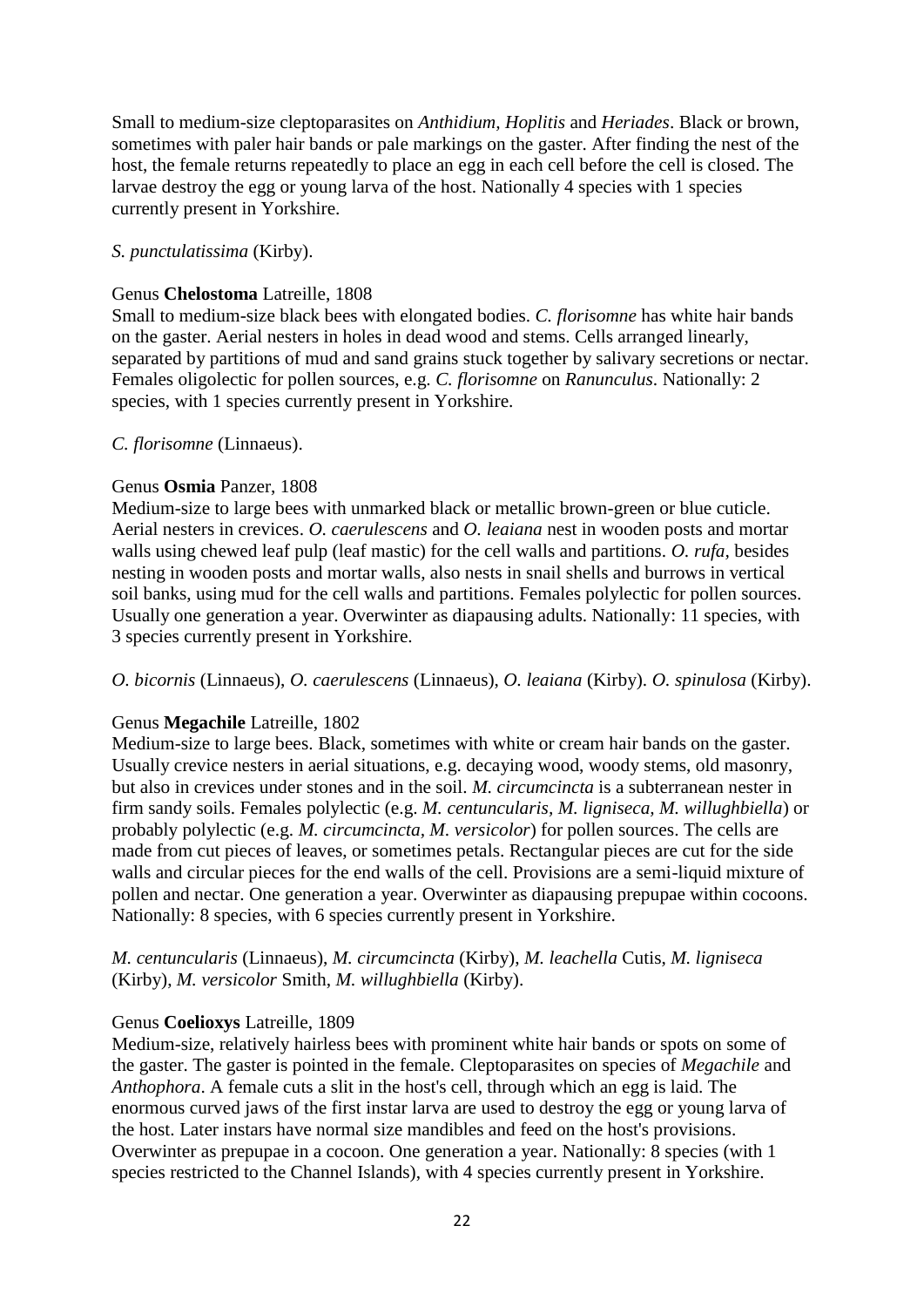Small to medium-size cleptoparasites on *Anthidium, Hoplitis* and *Heriades*. Black or brown, sometimes with paler hair bands or pale markings on the gaster. After finding the nest of the host, the female returns repeatedly to place an egg in each cell before the cell is closed. The larvae destroy the egg or young larva of the host. Nationally 4 species with 1 species currently present in Yorkshire.

*S. punctulatissima* (Kirby).

Genus **Chelostoma** Latreille, 1808
Small to medium-size black bees with elongated bodies. *C. florisomne* has white hair bands on the gaster. Aerial nesters in holes in dead wood and stems. Cells arranged linearly, separated by partitions of mud and sand grains stuck together by salivary secretions or nectar. Females oligolectic for pollen sources, e.g. *C. florisomne* on *Ranunculus*. Nationally: 2 species, with 1 species currently present in Yorkshire.

*C. florisomne* (Linnaeus).

Genus **Osmia** Panzer, 1808
Medium-size to large bees with unmarked black or metallic brown-green or blue cuticle. Aerial nesters in crevices. *O. caerulescens* and *O. leaiana* nest in wooden posts and mortar walls using chewed leaf pulp (leaf mastic) for the cell walls and partitions. *O. rufa,* besides nesting in wooden posts and mortar walls, also nests in snail shells and burrows in vertical soil banks, using mud for the cell walls and partitions. Females polylectic for pollen sources. Usually one generation a year. Overwinter as diapausing adults. Nationally: 11 species, with 3 species currently present in Yorkshire.

*O. bicornis* (Linnaeus), *O. caerulescens* (Linnaeus), *O. leaiana* (Kirby). *O. spinulosa* (Kirby).

Genus **Megachile** Latreille, 1802
Medium-size to large bees. Black, sometimes with white or cream hair bands on the gaster. Usually crevice nesters in aerial situations, e.g. decaying wood, woody stems, old masonry, but also in crevices under stones and in the soil. *M. circumcincta* is a subterranean nester in firm sandy soils. Females polylectic (e.g. *M. centuncularis, M. ligniseca, M. willughbiella*) or probably polylectic (e.g. *M. circumcincta, M. versicolor*) for pollen sources. The cells are made from cut pieces of leaves, or sometimes petals. Rectangular pieces are cut for the side walls and circular pieces for the end walls of the cell. Provisions are a semi-liquid mixture of pollen and nectar. One generation a year. Overwinter as diapausing prepupae within cocoons. Nationally: 8 species, with 6 species currently present in Yorkshire.

*M. centuncularis* (Linnaeus), *M. circumcincta* (Kirby), *M. leachella* Cutis, *M. ligniseca* (Kirby), *M. versicolor* Smith, *M. willughbiella* (Kirby).

Genus **Coelioxys** Latreille, 1809
Medium-size, relatively hairless bees with prominent white hair bands or spots on some of the gaster. The gaster is pointed in the female. Cleptoparasites on species of *Megachile* and *Anthophora*. A female cuts a slit in the host's cell, through which an egg is laid. The enormous curved jaws of the first instar larva are used to destroy the egg or young larva of the host. Later instars have normal size mandibles and feed on the host's provisions. Overwinter as prepupae in a cocoon. One generation a year. Nationally: 8 species (with 1 species restricted to the Channel Islands), with 4 species currently present in Yorkshire.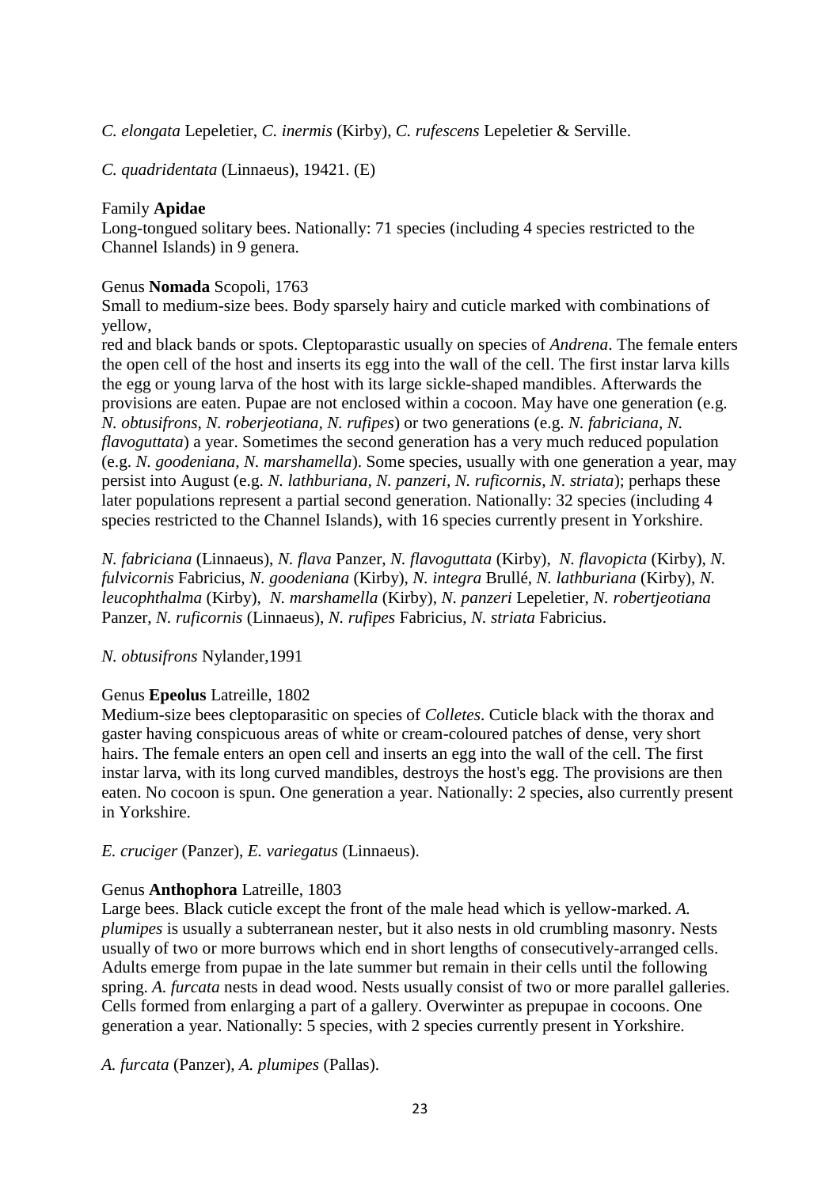*C. elongata* Lepeletier, *C. inermis* (Kirby), *C. rufescens* Lepeletier & Serville.

*C. quadridentata* (Linnaeus), 19421. (E)

Family **Apidae**
Long-tongued solitary bees. Nationally: 71 species (including 4 species restricted to the Channel Islands) in 9 genera.

Genus **Nomada** Scopoli, 1763
Small to medium-size bees. Body sparsely hairy and cuticle marked with combinations of yellow,
red and black bands or spots. Cleptoparastic usually on species of *Andrena*. The female enters the open cell of the host and inserts its egg into the wall of the cell. The first instar larva kills the egg or young larva of the host with its large sickle-shaped mandibles. Afterwards the provisions are eaten. Pupae are not enclosed within a cocoon. May have one generation (e.g. *N. obtusifrons, N. roberjeotiana, N. rufipes*) or two generations (e.g. *N. fabriciana, N. flavoguttata*) a year. Sometimes the second generation has a very much reduced population (e.g. *N. goodeniana, N. marshamella*). Some species, usually with one generation a year, may persist into August (e.g. *N. lathburiana, N. panzeri, N. ruficornis, N. striata*); perhaps these later populations represent a partial second generation. Nationally: 32 species (including 4 species restricted to the Channel Islands), with 16 species currently present in Yorkshire.

*N. fabriciana* (Linnaeus), *N. flava* Panzer, *N. flavoguttata* (Kirby), *N. flavopicta* (Kirby), *N. fulvicornis* Fabricius, *N. goodeniana* (Kirby), *N. integra* Brullé, *N. lathburiana* (Kirby), *N. leucophthalma* (Kirby), *N. marshamella* (Kirby), *N. panzeri* Lepeletier, *N. robertjeotiana* Panzer, *N. ruficornis* (Linnaeus), *N. rufipes* Fabricius, *N. striata* Fabricius.

*N. obtusifrons* Nylander,1991

Genus **Epeolus** Latreille, 1802
Medium-size bees cleptoparasitic on species of *Colletes*. Cuticle black with the thorax and gaster having conspicuous areas of white or cream-coloured patches of dense, very short hairs. The female enters an open cell and inserts an egg into the wall of the cell. The first instar larva, with its long curved mandibles, destroys the host's egg. The provisions are then eaten. No cocoon is spun. One generation a year. Nationally: 2 species, also currently present in Yorkshire.

*E. cruciger* (Panzer), *E. variegatus* (Linnaeus).

Genus **Anthophora** Latreille, 1803
Large bees. Black cuticle except the front of the male head which is yellow-marked. *A. plumipes* is usually a subterranean nester, but it also nests in old crumbling masonry. Nests usually of two or more burrows which end in short lengths of consecutively-arranged cells. Adults emerge from pupae in the late summer but remain in their cells until the following spring. *A. furcata* nests in dead wood. Nests usually consist of two or more parallel galleries. Cells formed from enlarging a part of a gallery. Overwinter as prepupae in cocoons. One generation a year. Nationally: 5 species, with 2 species currently present in Yorkshire.

*A. furcata* (Panzer), *A. plumipes* (Pallas).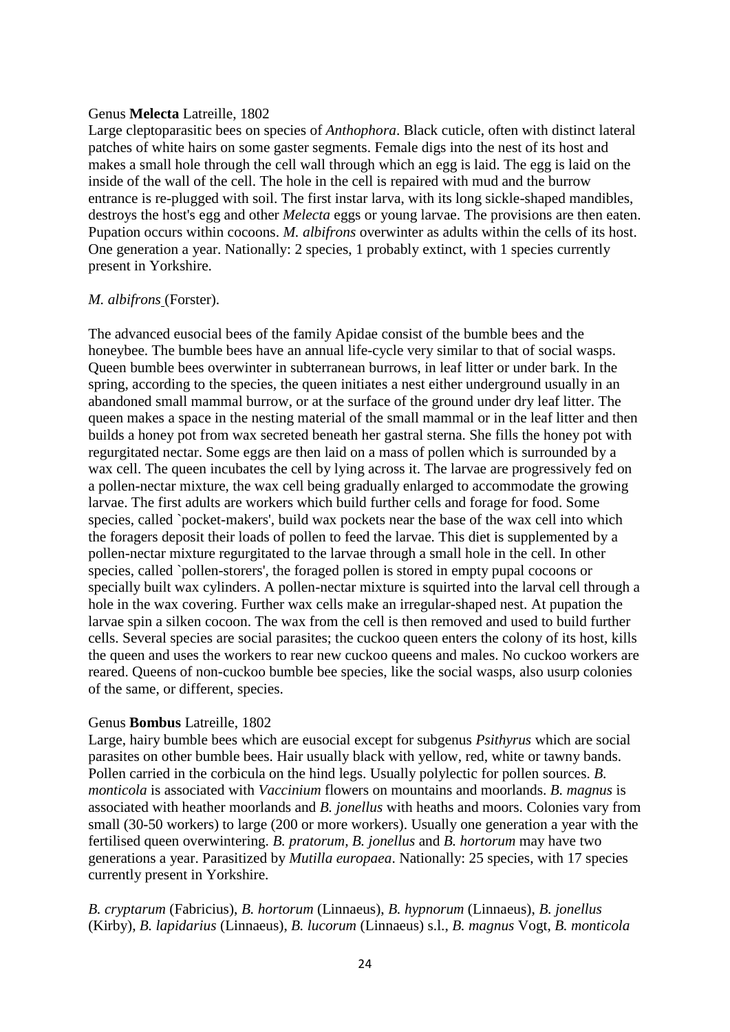Genus **Melecta** Latreille, 1802

Large cleptoparasitic bees on species of *Anthophora*. Black cuticle, often with distinct lateral patches of white hairs on some gaster segments. Female digs into the nest of its host and makes a small hole through the cell wall through which an egg is laid. The egg is laid on the inside of the wall of the cell. The hole in the cell is repaired with mud and the burrow entrance is re-plugged with soil. The first instar larva, with its long sickle-shaped mandibles, destroys the host's egg and other *Melecta* eggs or young larvae. The provisions are then eaten. Pupation occurs within cocoons. *M. albifrons* overwinter as adults within the cells of its host. One generation a year. Nationally: 2 species, 1 probably extinct, with 1 species currently present in Yorkshire.

*M. albifrons* (Forster).

The advanced eusocial bees of the family Apidae consist of the bumble bees and the honeybee. The bumble bees have an annual life-cycle very similar to that of social wasps. Queen bumble bees overwinter in subterranean burrows, in leaf litter or under bark. In the spring, according to the species, the queen initiates a nest either underground usually in an abandoned small mammal burrow, or at the surface of the ground under dry leaf litter. The queen makes a space in the nesting material of the small mammal or in the leaf litter and then builds a honey pot from wax secreted beneath her gastral sterna. She fills the honey pot with regurgitated nectar. Some eggs are then laid on a mass of pollen which is surrounded by a wax cell. The queen incubates the cell by lying across it. The larvae are progressively fed on a pollen-nectar mixture, the wax cell being gradually enlarged to accommodate the growing larvae. The first adults are workers which build further cells and forage for food. Some species, called `pocket-makers', build wax pockets near the base of the wax cell into which the foragers deposit their loads of pollen to feed the larvae. This diet is supplemented by a pollen-nectar mixture regurgitated to the larvae through a small hole in the cell. In other species, called `pollen-storers', the foraged pollen is stored in empty pupal cocoons or specially built wax cylinders. A pollen-nectar mixture is squirted into the larval cell through a hole in the wax covering. Further wax cells make an irregular-shaped nest. At pupation the larvae spin a silken cocoon. The wax from the cell is then removed and used to build further cells. Several species are social parasites; the cuckoo queen enters the colony of its host, kills the queen and uses the workers to rear new cuckoo queens and males. No cuckoo workers are reared. Queens of non-cuckoo bumble bee species, like the social wasps, also usurp colonies of the same, or different, species.

Genus **Bombus** Latreille, 1802

Large, hairy bumble bees which are eusocial except for subgenus *Psithyrus* which are social parasites on other bumble bees. Hair usually black with yellow, red, white or tawny bands. Pollen carried in the corbicula on the hind legs. Usually polylectic for pollen sources. *B. monticola* is associated with *Vaccinium* flowers on mountains and moorlands. *B. magnus* is associated with heather moorlands and *B. jonellus* with heaths and moors. Colonies vary from small (30-50 workers) to large (200 or more workers). Usually one generation a year with the fertilised queen overwintering. *B. pratorum*, *B. jonellus* and *B. hortorum* may have two generations a year. Parasitized by *Mutilla europaea*. Nationally: 25 species, with 17 species currently present in Yorkshire.

*B. cryptarum* (Fabricius), *B. hortorum* (Linnaeus), *B. hypnorum* (Linnaeus), *B. jonellus* (Kirby), *B. lapidarius* (Linnaeus), *B. lucorum* (Linnaeus) s.l., *B. magnus* Vogt, *B. monticola*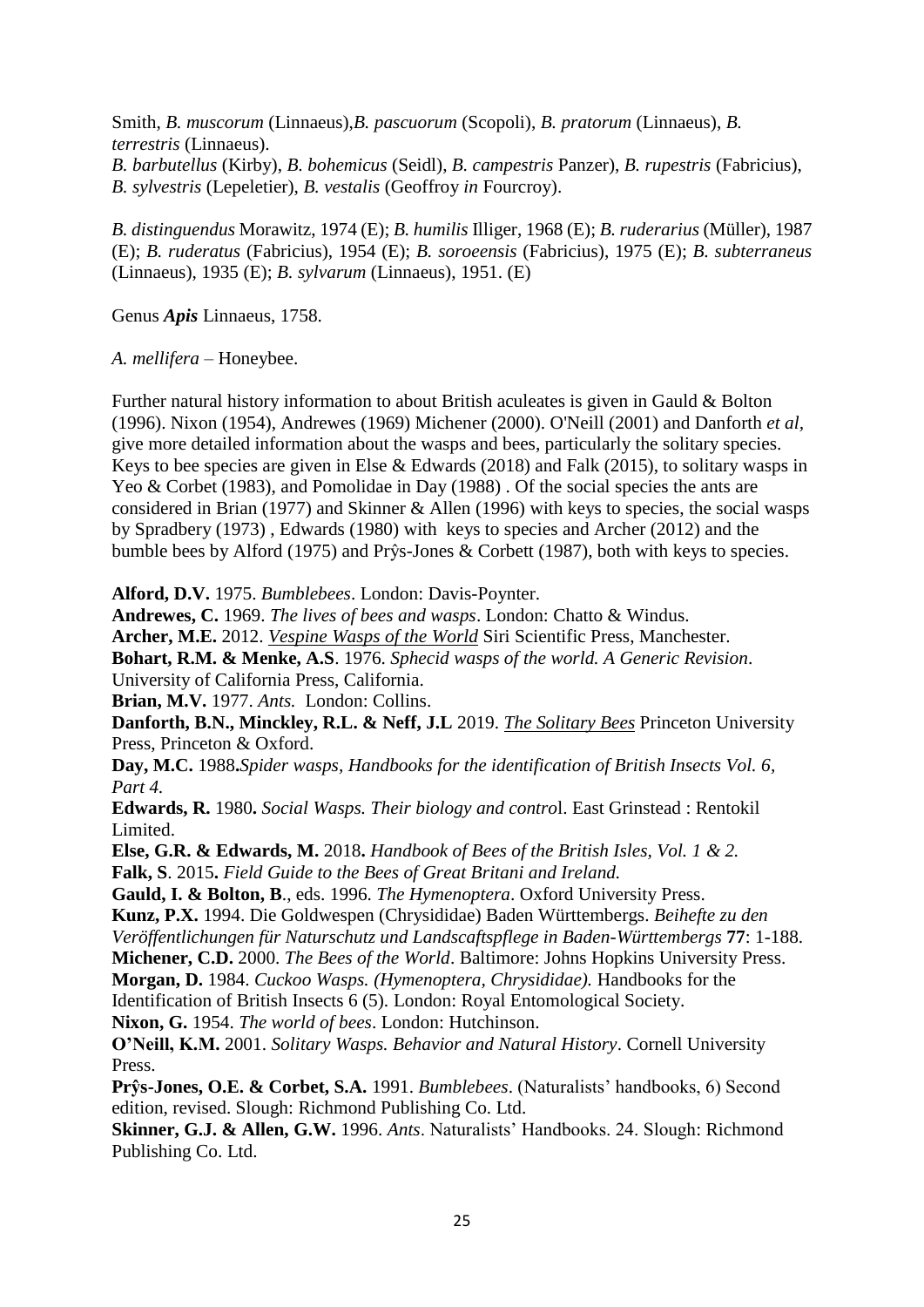Smith, *B. muscorum* (Linnaeus),*B. pascuorum* (Scopoli), *B. pratorum* (Linnaeus), *B. terrestris* (Linnaeus).
*B. barbutellus* (Kirby), *B. bohemicus* (Seidl), *B. campestris* Panzer), *B. rupestris* (Fabricius), *B. sylvestris* (Lepeletier), *B. vestalis* (Geoffroy *in* Fourcroy).

*B. distinguendus* Morawitz, 1974 (E); *B. humilis* Illiger, 1968 (E); *B. ruderarius* (Müller), 1987 (E); *B. ruderatus* (Fabricius), 1954 (E); *B. soroeensis* (Fabricius), 1975 (E); *B. subterraneus* (Linnaeus), 1935 (E); *B. sylvarum* (Linnaeus), 1951. (E)

Genus ***Apis*** Linnaeus, 1758.

*A. mellifera* – Honeybee.

Further natural history information to about British aculeates is given in Gauld & Bolton (1996). Nixon (1954), Andrewes (1969) Michener (2000). O'Neill (2001) and Danforth *et al*, give more detailed information about the wasps and bees, particularly the solitary species. Keys to bee species are given in Else & Edwards (2018) and Falk (2015), to solitary wasps in Yeo & Corbet (1983), and Pomolidae in Day (1988) . Of the social species the ants are considered in Brian (1977) and Skinner & Allen (1996) with keys to species, the social wasps by Spradbery (1973) , Edwards (1980) with keys to species and Archer (2012) and the bumble bees by Alford (1975) and Prŷs-Jones & Corbett (1987), both with keys to species.

**Alford, D.V.** 1975. *Bumblebees*. London: Davis-Poynter.
**Andrewes, C.** 1969. *The lives of bees and wasps*. London: Chatto & Windus.
**Archer, M.E.** 2012. *Vespine Wasps of the World* Siri Scientific Press, Manchester.
**Bohart, R.M. & Menke, A.S**. 1976. *Sphecid wasps of the world. A Generic Revision*. University of California Press, California.
**Brian, M.V.** 1977. *Ants.* London: Collins.
**Danforth, B.N., Minckley, R.L. & Neff, J.L** 2019. *The Solitary Bees* Princeton University Press, Princeton & Oxford.
**Day, M.C.** 1988**.***Spider wasps, Handbooks for the identification of British Insects Vol. 6, Part 4.*
**Edwards, R.** 1980**.** *Social Wasps. Their biology and contro*l. East Grinstead : Rentokil Limited.
**Else, G.R. & Edwards, M.** 2018**.** *Handbook of Bees of the British Isles, Vol. 1 & 2.*
**Falk, S**. 2015**.** *Field Guide to the Bees of Great Britani and Ireland.*
**Gauld, I. & Bolton, B**., eds. 1996. *The Hymenoptera*. Oxford University Press.
**Kunz, P.X.** 1994. Die Goldwespen (Chrysididae) Baden Württembergs. *Beihefte zu den Veröffentlichungen für Naturschutz und Landscaftspflege in Baden-Württembergs* **77**: 1-188.
**Michener, C.D.** 2000. *The Bees of the World*. Baltimore: Johns Hopkins University Press.
**Morgan, D.** 1984. *Cuckoo Wasps. (Hymenoptera, Chrysididae).* Handbooks for the Identification of British Insects 6 (5). London: Royal Entomological Society.
**Nixon, G.** 1954. *The world of bees*. London: Hutchinson.
**O'Neill, K.M.** 2001. *Solitary Wasps. Behavior and Natural History*. Cornell University Press.
**Prŷs-Jones, O.E. & Corbet, S.A.** 1991. *Bumblebees*. (Naturalists' handbooks, 6) Second edition, revised. Slough: Richmond Publishing Co. Ltd.
**Skinner, G.J. & Allen, G.W.** 1996. *Ants*. Naturalists' Handbooks. 24. Slough: Richmond Publishing Co. Ltd.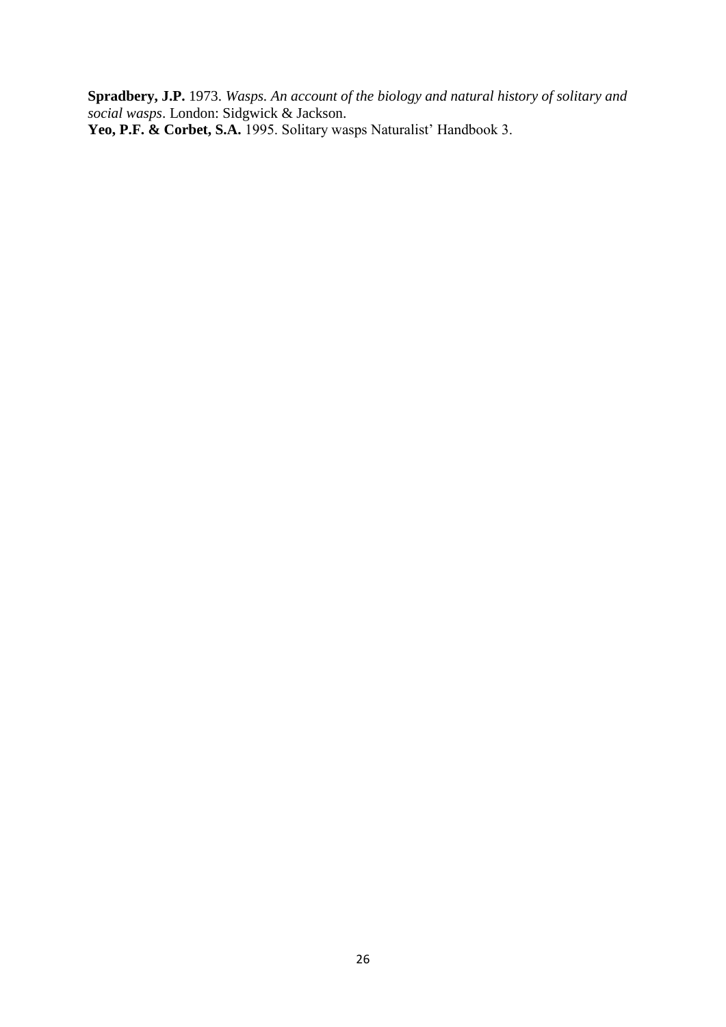**Spradbery, J.P.** 1973. *Wasps. An account of the biology and natural history of solitary and social wasps*. London: Sidgwick & Jackson.
**Yeo, P.F. & Corbet, S.A.** 1995. Solitary wasps Naturalist' Handbook 3.